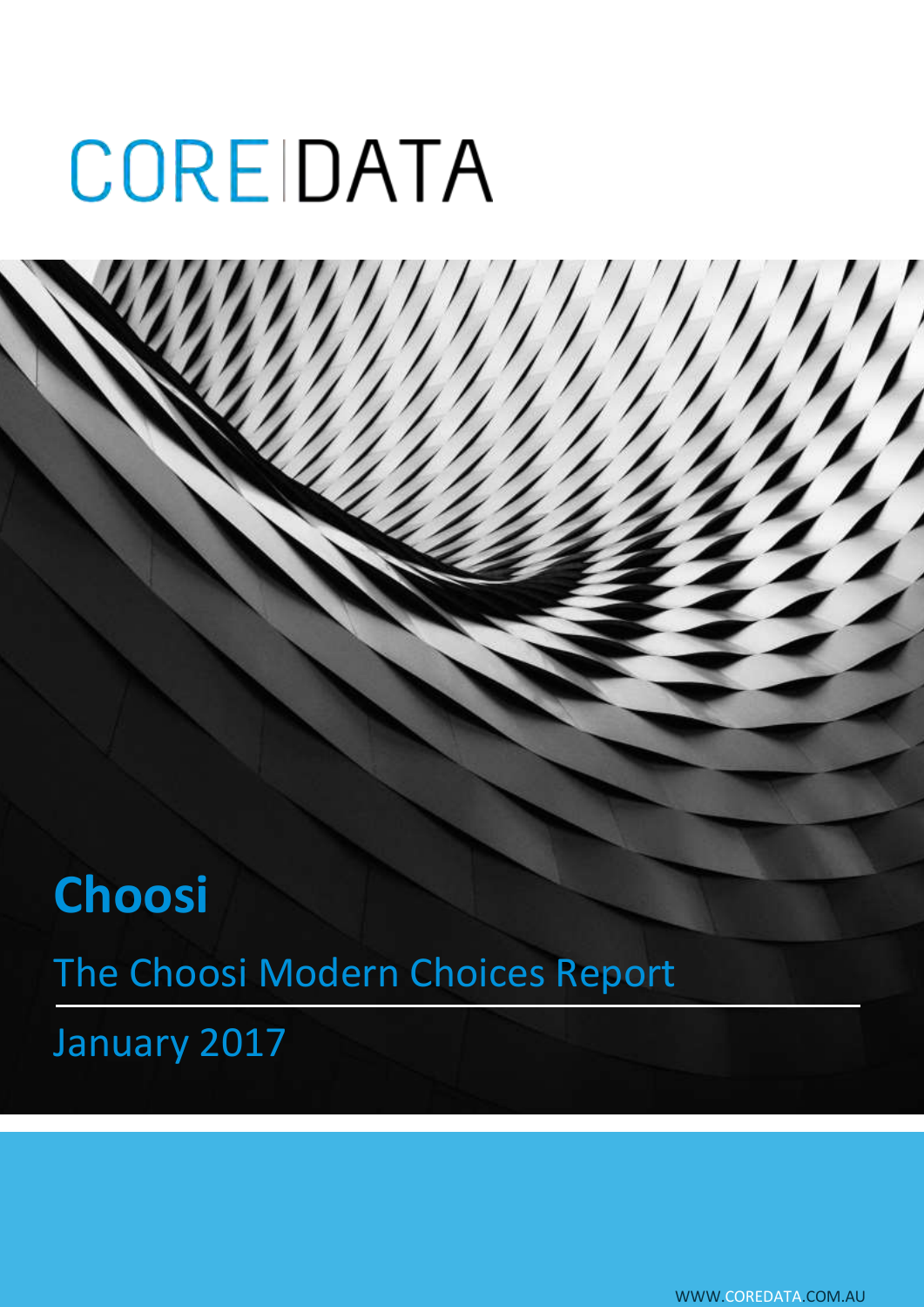# CORE DATA

## Choosi

The Choosi Modern Choices Report

January 2017

WWW.COREDATA.COM.AU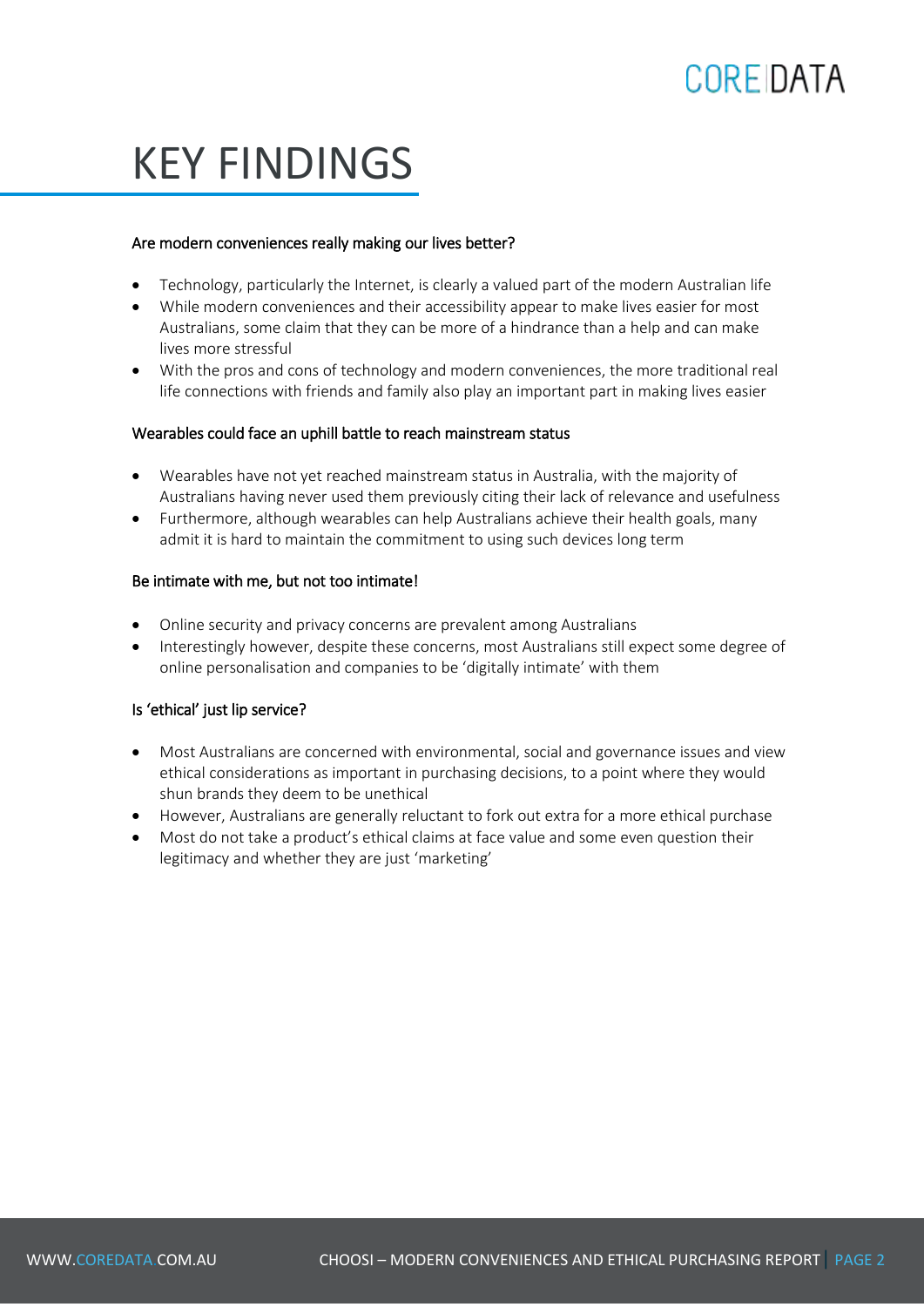# KEY FINDINGS

**Are modern conveniences really making our lives better?**

- Technology, particularly the Internet, is clearly a valued part of the modern Australian life
- While modern conveniences and their accessibility appear to make lives easier for most Australians, some claim that they can be more of a hindrance than a help and can make lives more stressful
- With the pros and cons of technology and modern conveniences, the more traditional real life connections with friends and family also play an important part in making lives easier

**Wearables could face an uphill battle to reach mainstream status**

- Wearables have not yet reached mainstream status in Australia, with the majority of Australians having never used them previously citing their lack of relevance and usefulness
- Furthermore, although wearables can help Australians achieve their health goals, many admit it is hard to maintain the commitment to using such devices long term

**Be intimate with me, but not too intimate!**

- Online security and privacy concerns are prevalent among Australians
- Interestingly however, despite these concerns, most Australians still expect some degree of online personalisation and companies to be 'digitally intimate' with them

**Is 'ethical' just lip service?**

- Most Australians are concerned with environmental, social and governance issues and view ethical considerations as important in purchasing decisions, to a point where they would shun brands they deem to be unethical
- However, Australians are generally reluctant to fork out extra for a more ethical purchase
- Most do not take a product's ethical claims at face value and some even question their legitimacy and whether they are just 'marketing'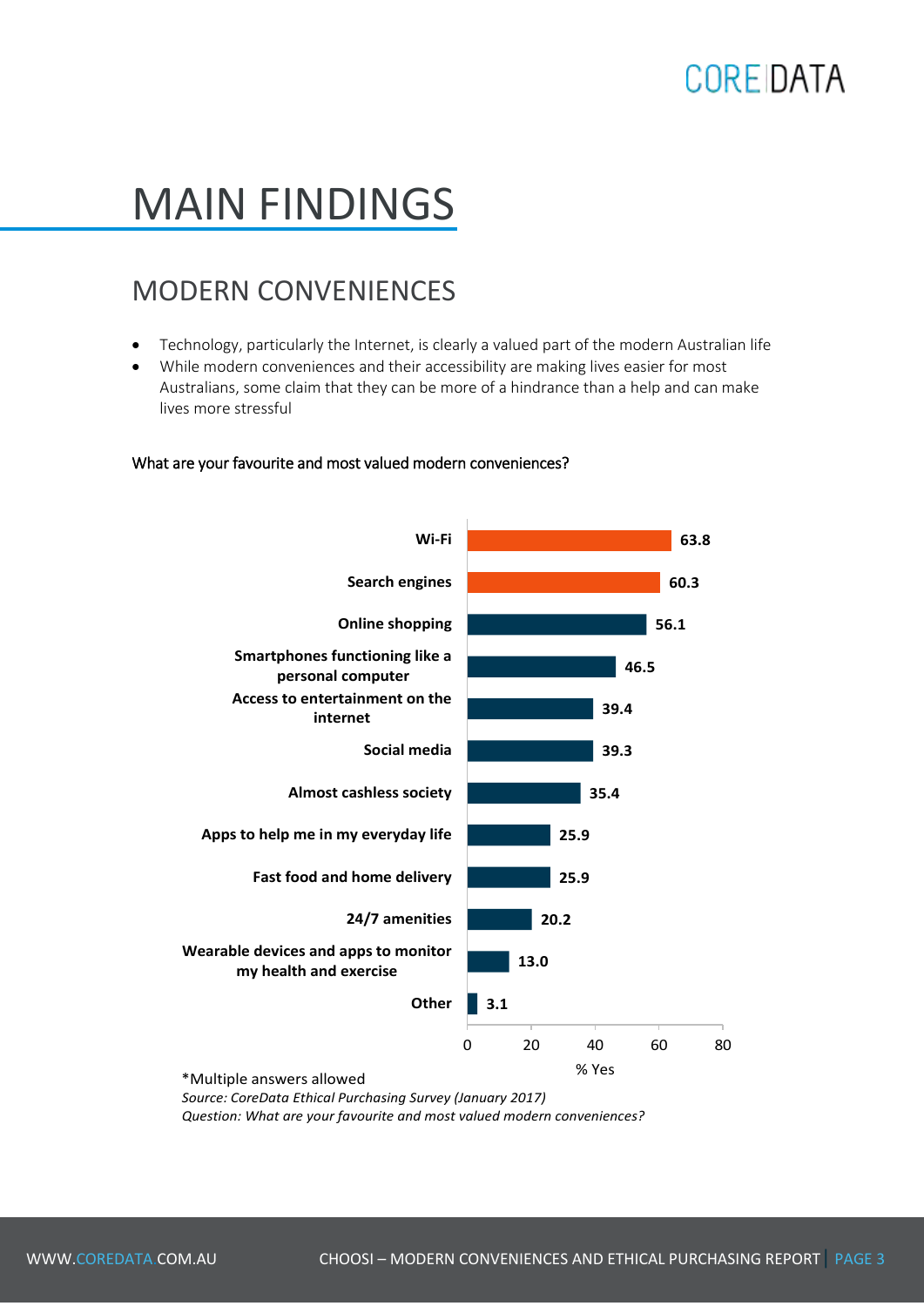# MAIN FINDINGS

## MODERN CONVENIENCES

- Technology, particularly the Internet, is clearly a valued part of the modern Australian life
- While modern conveniences and their accessibility are making lives easier for most Australians, some claim that they can be more of a hindrance than a help and can make lives more stressful

What are your favourite and most valued modern conveniences?

| Modern convenience | % Yes |
|---|---|
| Wi-Fi | 63.8 |
| Search engines | 60.3 |
| Online shopping | 56.1 |
| Smartphones functioning like a personal computer | 46.5 |
| Access to entertainment on the internet | 39.4 |
| Social media | 39.3 |
| Almost cashless society | 35.4 |
| Apps to help me in my everyday life | 25.9 |
| Fast food and home delivery | 25.9 |
| 24/7 amenities | 20.2 |
| Wearable devices and apps to monitor my health and exercise | 13.0 |
| Other | 3.1 |

*Multiple answers allowed

*Source: CoreData Ethical Purchasing Survey (January 2017)*

*Question: What are your favourite and most valued modern conveniences?*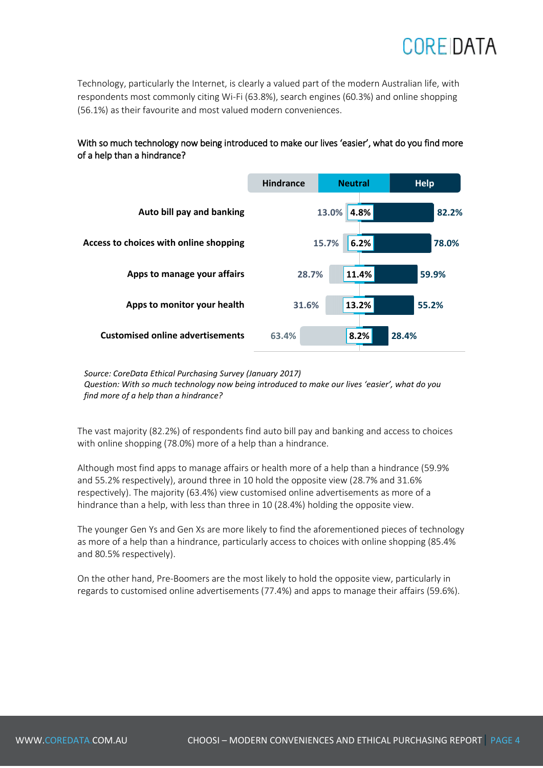Technology, particularly the Internet, is clearly a valued part of the modern Australian life, with respondents most commonly citing Wi-Fi (63.8%), search engines (60.3%) and online shopping (56.1%) as their favourite and most valued modern conveniences.

With so much technology now being introduced to make our lives 'easier', what do you find more of a help than a hindrance?

| | Hindrance | Neutral | Help |
|---|---|---|---|
| Auto bill pay and banking | 13.0% | 4.8% | 82.2% |
| Access to choices with online shopping | 15.7% | 6.2% | 78.0% |
| Apps to manage your affairs | 28.7% | 11.4% | 59.9% |
| Apps to monitor your health | 31.6% | 13.2% | 55.2% |
| Customised online advertisements | 63.4% | 8.2% | 28.4% |

*Source: CoreData Ethical Purchasing Survey (January 2017)*
*Question: With so much technology now being introduced to make our lives 'easier', what do you find more of a help than a hindrance?*

The vast majority (82.2%) of respondents find auto bill pay and banking and access to choices with online shopping (78.0%) more of a help than a hindrance.

Although most find apps to manage affairs or health more of a help than a hindrance (59.9% and 55.2% respectively), around three in 10 hold the opposite view (28.7% and 31.6% respectively). The majority (63.4%) view customised online advertisements as more of a hindrance than a help, with less than three in 10 (28.4%) holding the opposite view.

The younger Gen Ys and Gen Xs are more likely to find the aforementioned pieces of technology as more of a help than a hindrance, particularly access to choices with online shopping (85.4% and 80.5% respectively).

On the other hand, Pre-Boomers are the most likely to hold the opposite view, particularly in regards to customised online advertisements (77.4%) and apps to manage their affairs (59.6%).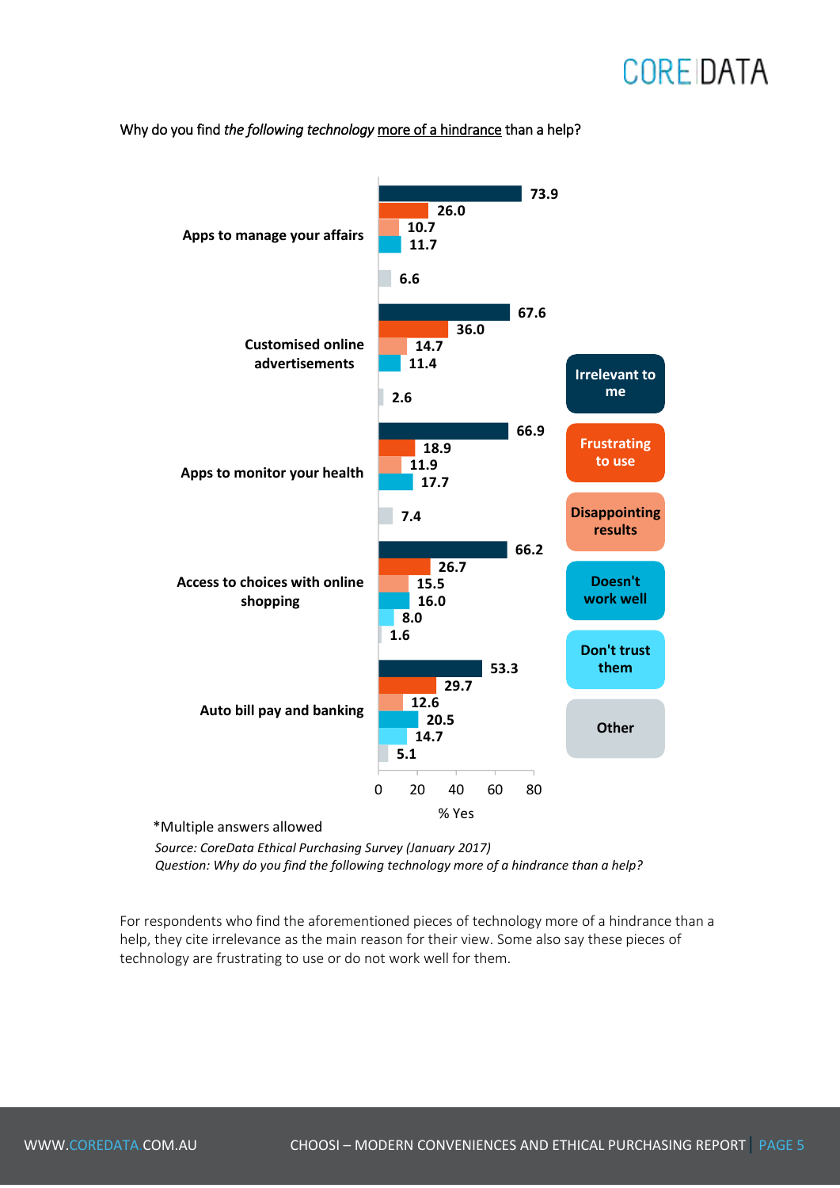Why do you find *the following technology* more of a hindrance than a help?

| | Irrelevant to me | Frustrating to use | Disappointing results | Doesn't work well | Don't trust them | Other |
|---|---|---|---|---|---|---|
| Apps to manage your affairs | 73.9 | 26.0 | 10.7 | 11.7 | | 6.6 |
| Customised online advertisements | 67.6 | 36.0 | 14.7 | 11.4 | | 2.6 |
| Apps to monitor your health | 66.9 | 18.9 | 11.9 | 17.7 | | 7.4 |
| Access to choices with online shopping | 66.2 | 26.7 | 15.5 | 16.0 | 8.0 | 1.6 |
| Auto bill pay and banking | 53.3 | 29.7 | 12.6 | 20.5 | 14.7 | 5.1 |

% Yes

*Multiple answers allowed

*Source: CoreData Ethical Purchasing Survey (January 2017)*
*Question: Why do you find the following technology more of a hindrance than a help?*

For respondents who find the aforementioned pieces of technology more of a hindrance than a help, they cite irrelevance as the main reason for their view. Some also say these pieces of technology are frustrating to use or do not work well for them.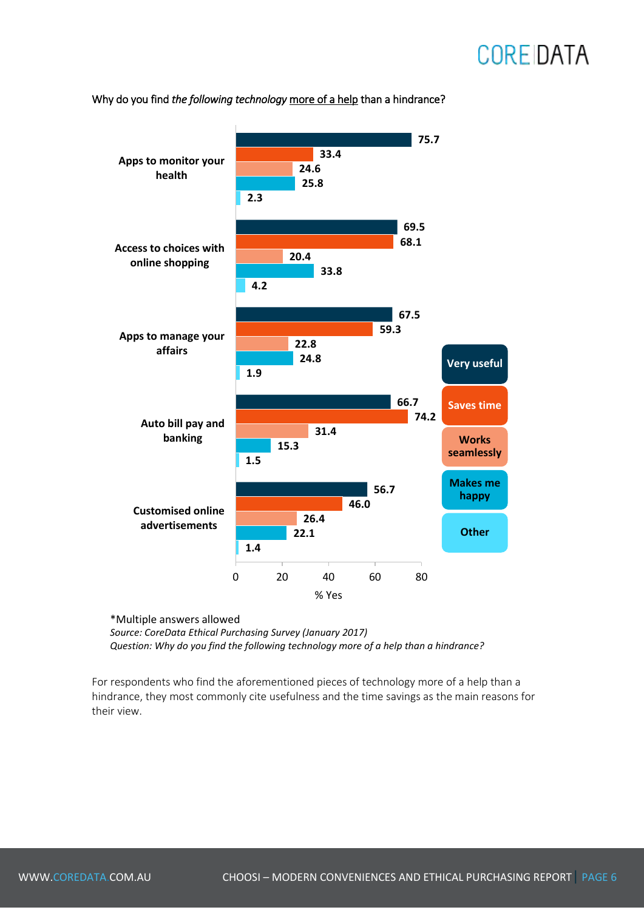Why do you find *the following technology* more of a help than a hindrance?

| | Very useful | Saves time | Works seamlessly | Makes me happy | Other |
|---|---|---|---|---|---|
| Apps to monitor your health | 75.7 | 33.4 | 24.6 | 25.8 | 2.3 |
| Access to choices with online shopping | 69.5 | 68.1 | 20.4 | 33.8 | 4.2 |
| Apps to manage your affairs | 67.5 | 59.3 | 22.8 | 24.8 | 1.9 |
| Auto bill pay and banking | 66.7 | 74.2 | 31.4 | 15.3 | 1.5 |
| Customised online advertisements | 56.7 | 46.0 | 26.4 | 22.1 | 1.4 |

% Yes

*Multiple answers allowed

*Source: CoreData Ethical Purchasing Survey (January 2017)*

*Question: Why do you find the following technology more of a help than a hindrance?*

For respondents who find the aforementioned pieces of technology more of a help than a hindrance, they most commonly cite usefulness and the time savings as the main reasons for their view.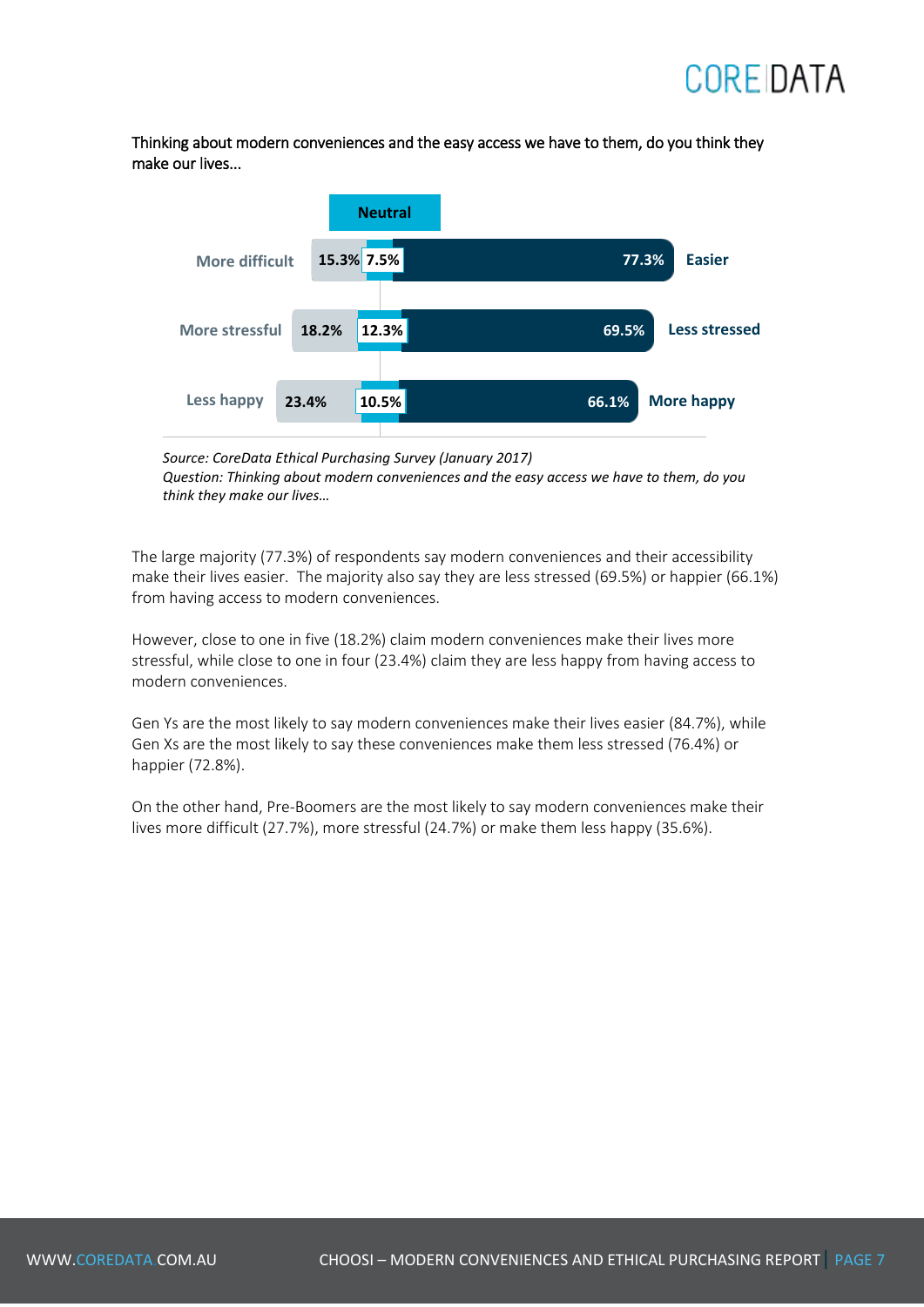Thinking about modern conveniences and the easy access we have to them, do you think they make our lives...

| | | Neutral | | |
|---|---|---|---|---|
| More difficult | 15.3% | 7.5% | 77.3% | Easier |
| More stressful | 18.2% | 12.3% | 69.5% | Less stressed |
| Less happy | 23.4% | 10.5% | 66.1% | More happy |

*Source: CoreData Ethical Purchasing Survey (January 2017)*
*Question: Thinking about modern conveniences and the easy access we have to them, do you think they make our lives…*

The large majority (77.3%) of respondents say modern conveniences and their accessibility make their lives easier. The majority also say they are less stressed (69.5%) or happier (66.1%) from having access to modern conveniences.

However, close to one in five (18.2%) claim modern conveniences make their lives more stressful, while close to one in four (23.4%) claim they are less happy from having access to modern conveniences.

Gen Ys are the most likely to say modern conveniences make their lives easier (84.7%), while Gen Xs are the most likely to say these conveniences make them less stressed (76.4%) or happier (72.8%).

On the other hand, Pre-Boomers are the most likely to say modern conveniences make their lives more difficult (27.7%), more stressful (24.7%) or make them less happy (35.6%).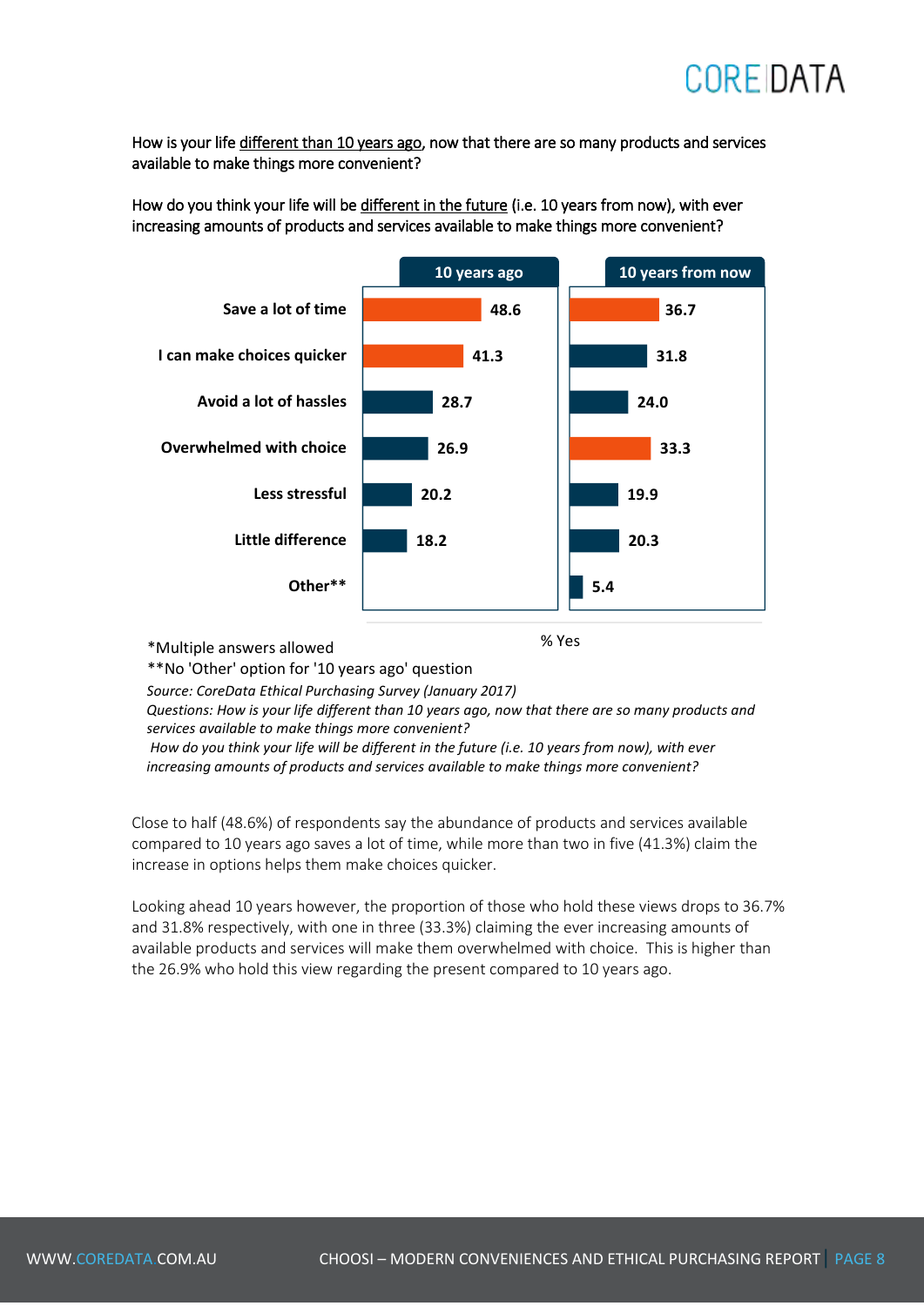How is your life <u>different than 10 years ago</u>, now that there are so many products and services available to make things more convenient?

How do you think your life will be <u>different in the future</u> (i.e. 10 years from now), with ever increasing amounts of products and services available to make things more convenient?

| | 10 years ago | 10 years from now |
|---|---|---|
| Save a lot of time | 48.6 | 36.7 |
| I can make choices quicker | 41.3 | 31.8 |
| Avoid a lot of hassles | 28.7 | 24.0 |
| Overwhelmed with choice | 26.9 | 33.3 |
| Less stressful | 20.2 | 19.9 |
| Little difference | 18.2 | 20.3 |
| Other** | | 5.4 |

% Yes

*Multiple answers allowed
**No 'Other' option for '10 years ago' question

*Source: CoreData Ethical Purchasing Survey (January 2017)*
*Questions: How is your life different than 10 years ago, now that there are so many products and services available to make things more convenient?*
*How do you think your life will be different in the future (i.e. 10 years from now), with ever increasing amounts of products and services available to make things more convenient?*

Close to half (48.6%) of respondents say the abundance of products and services available compared to 10 years ago saves a lot of time, while more than two in five (41.3%) claim the increase in options helps them make choices quicker.

Looking ahead 10 years however, the proportion of those who hold these views drops to 36.7% and 31.8% respectively, with one in three (33.3%) claiming the ever increasing amounts of available products and services will make them overwhelmed with choice. This is higher than the 26.9% who hold this view regarding the present compared to 10 years ago.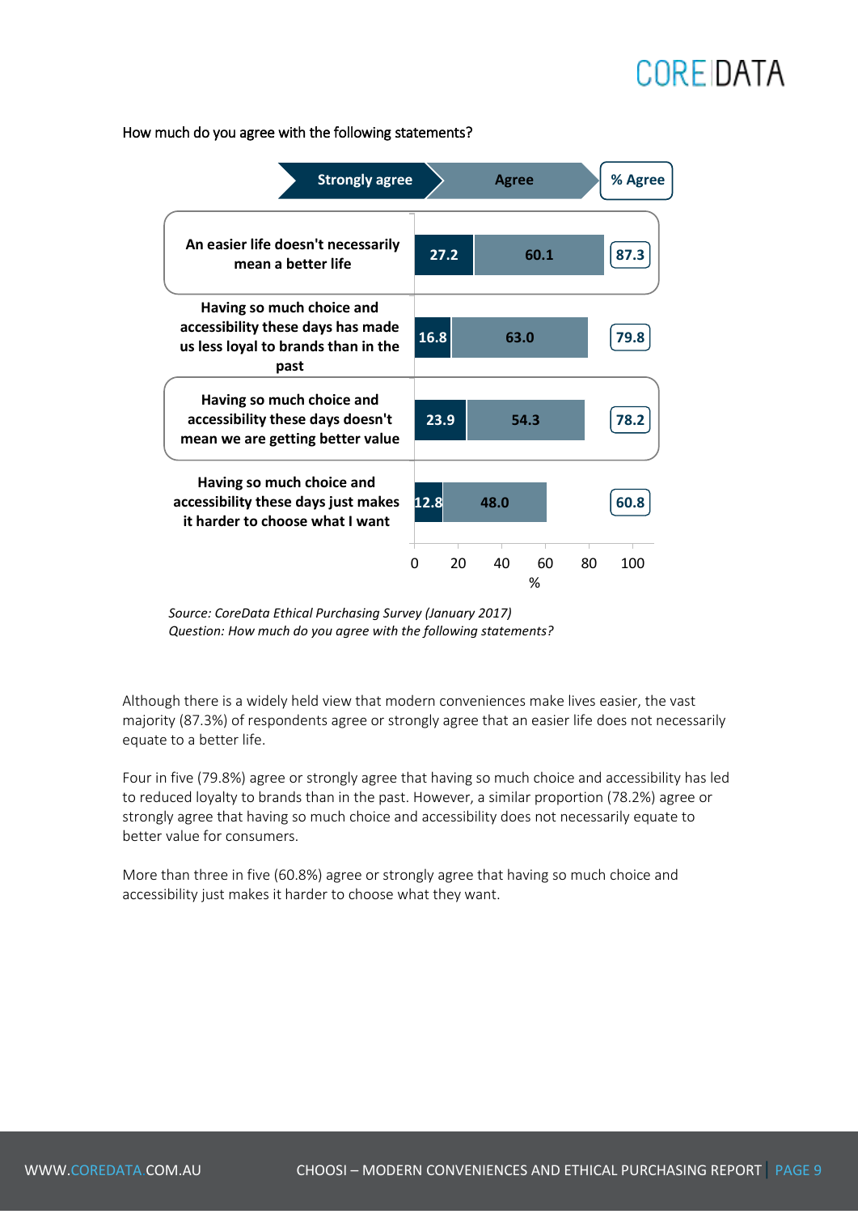How much do you agree with the following statements?

| Statement | Strongly agree | Agree | % Agree |
|---|---|---|---|
| An easier life doesn't necessarily mean a better life | 27.2 | 60.1 | 87.3 |
| Having so much choice and accessibility these days has made us less loyal to brands than in the past | 16.8 | 63.0 | 79.8 |
| Having so much choice and accessibility these days doesn't mean we are getting better value | 23.9 | 54.3 | 78.2 |
| Having so much choice and accessibility these days just makes it harder to choose what I want | 12.8 | 48.0 | 60.8 |

*Source: CoreData Ethical Purchasing Survey (January 2017)*
*Question: How much do you agree with the following statements?*

Although there is a widely held view that modern conveniences make lives easier, the vast majority (87.3%) of respondents agree or strongly agree that an easier life does not necessarily equate to a better life.

Four in five (79.8%) agree or strongly agree that having so much choice and accessibility has led to reduced loyalty to brands than in the past. However, a similar proportion (78.2%) agree or strongly agree that having so much choice and accessibility does not necessarily equate to better value for consumers.

More than three in five (60.8%) agree or strongly agree that having so much choice and accessibility just makes it harder to choose what they want.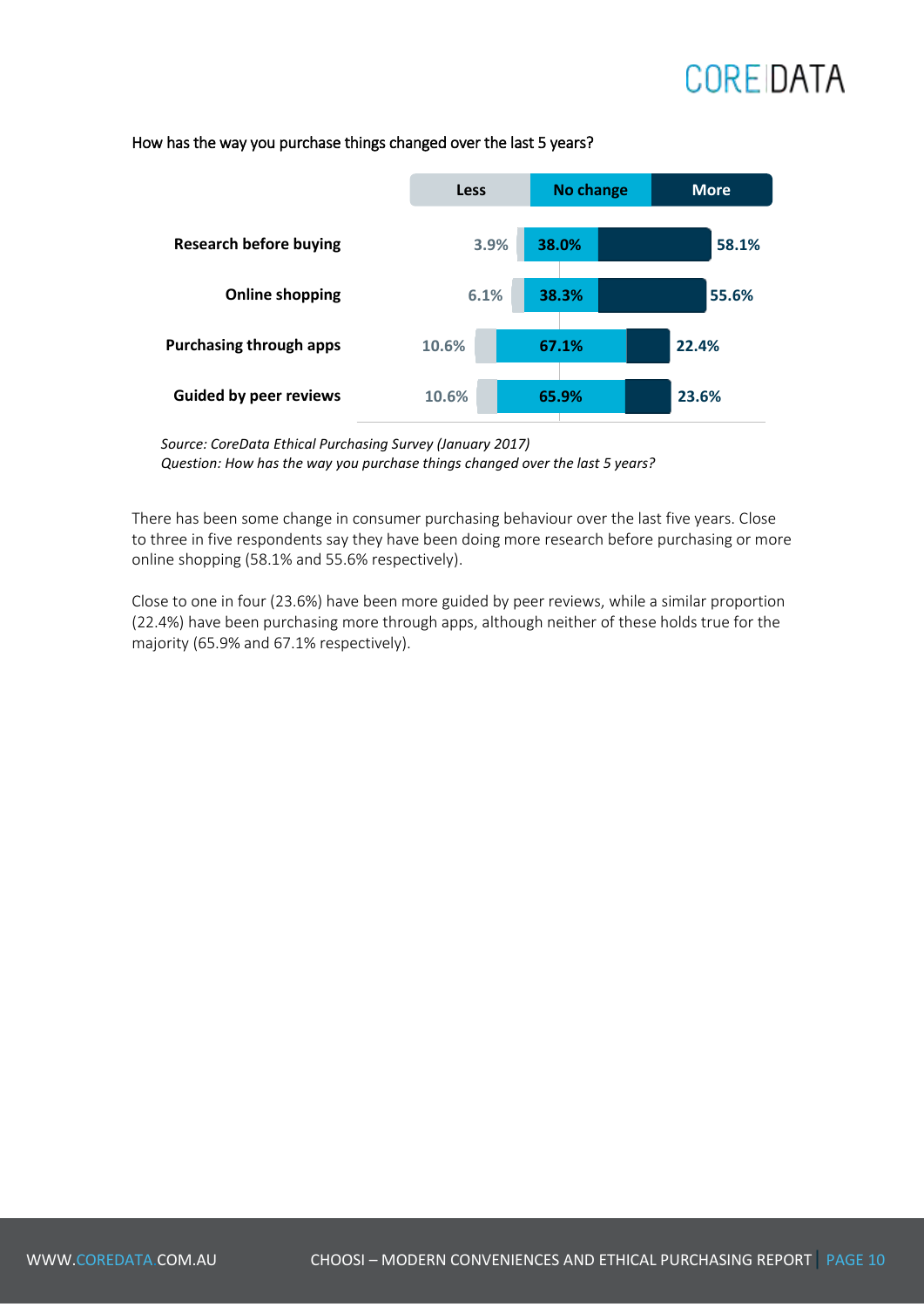How has the way you purchase things changed over the last 5 years?

| | Less | No change | More |
|---|---|---|---|
| Research before buying | 3.9% | 38.0% | 58.1% |
| Online shopping | 6.1% | 38.3% | 55.6% |
| Purchasing through apps | 10.6% | 67.1% | 22.4% |
| Guided by peer reviews | 10.6% | 65.9% | 23.6% |

*Source: CoreData Ethical Purchasing Survey (January 2017)*
*Question: How has the way you purchase things changed over the last 5 years?*

There has been some change in consumer purchasing behaviour over the last five years. Close to three in five respondents say they have been doing more research before purchasing or more online shopping (58.1% and 55.6% respectively).

Close to one in four (23.6%) have been more guided by peer reviews, while a similar proportion (22.4%) have been purchasing more through apps, although neither of these holds true for the majority (65.9% and 67.1% respectively).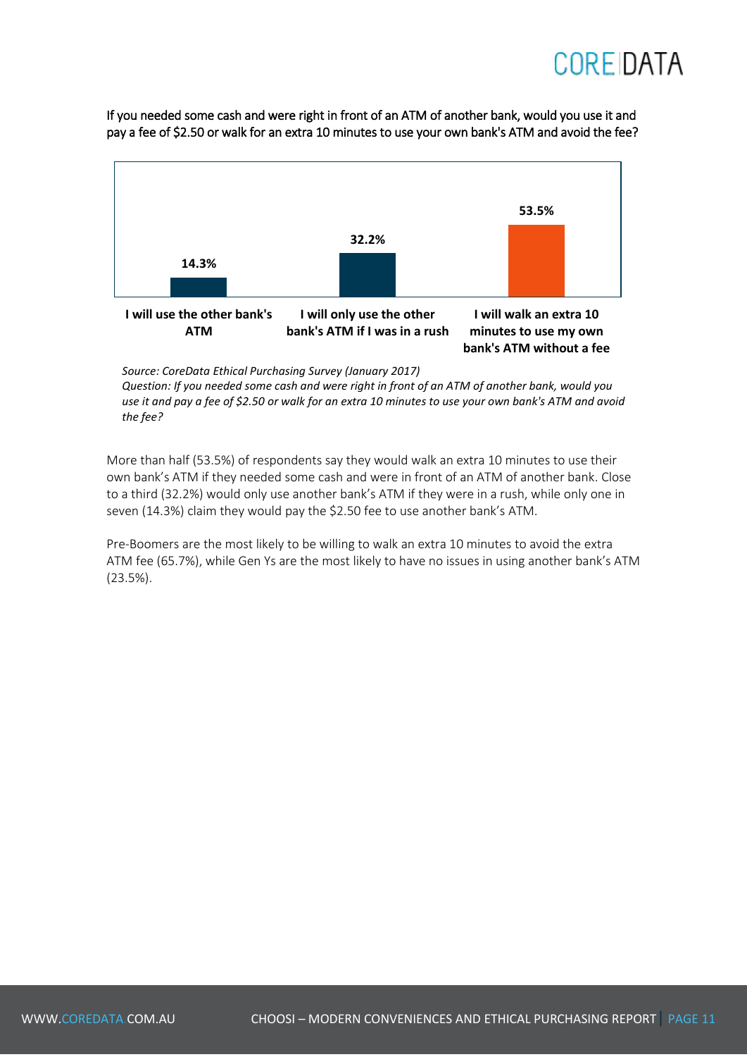If you needed some cash and were right in front of an ATM of another bank, would you use it and pay a fee of $2.50 or walk for an extra 10 minutes to use your own bank's ATM and avoid the fee?

| Response | % |
| --- | --- |
| I will use the other bank's ATM | 14.3% |
| I will only use the other bank's ATM if I was in a rush | 32.2% |
| I will walk an extra 10 minutes to use my own bank's ATM without a fee | 53.5% |

*Source: CoreData Ethical Purchasing Survey (January 2017)*
*Question: If you needed some cash and were right in front of an ATM of another bank, would you use it and pay a fee of $2.50 or walk for an extra 10 minutes to use your own bank's ATM and avoid the fee?*

More than half (53.5%) of respondents say they would walk an extra 10 minutes to use their own bank's ATM if they needed some cash and were in front of an ATM of another bank. Close to a third (32.2%) would only use another bank's ATM if they were in a rush, while only one in seven (14.3%) claim they would pay the $2.50 fee to use another bank's ATM.

Pre-Boomers are the most likely to be willing to walk an extra 10 minutes to avoid the extra ATM fee (65.7%), while Gen Ys are the most likely to have no issues in using another bank's ATM (23.5%).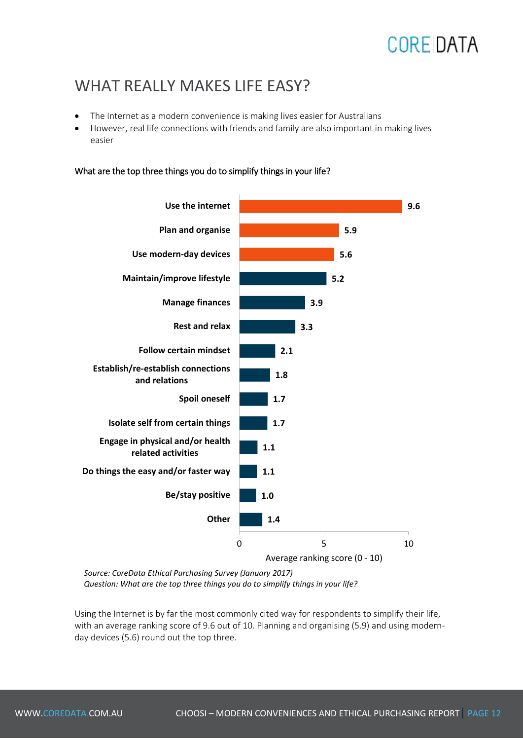## WHAT REALLY MAKES LIFE EASY?

- The Internet as a modern convenience is making lives easier for Australians
- However, real life connections with friends and family are also important in making lives easier

What are the top three things you do to simplify things in your life?

| | Average ranking score (0 - 10) |
|---|---|
| Use the internet | 9.6 |
| Plan and organise | 5.9 |
| Use modern-day devices | 5.6 |
| Maintain/improve lifestyle | 5.2 |
| Manage finances | 3.9 |
| Rest and relax | 3.3 |
| Follow certain mindset | 2.1 |
| Establish/re-establish connections and relations | 1.8 |
| Spoil oneself | 1.7 |
| Isolate self from certain things | 1.7 |
| Engage in physical and/or health related activities | 1.1 |
| Do things the easy and/or faster way | 1.1 |
| Be/stay positive | 1.0 |
| Other | 1.4 |

*Source: CoreData Ethical Purchasing Survey (January 2017)*
*Question: What are the top three things you do to simplify things in your life?*

Using the Internet is by far the most commonly cited way for respondents to simplify their life, with an average ranking score of 9.6 out of 10. Planning and organising (5.9) and using modern-day devices (5.6) round out the top three.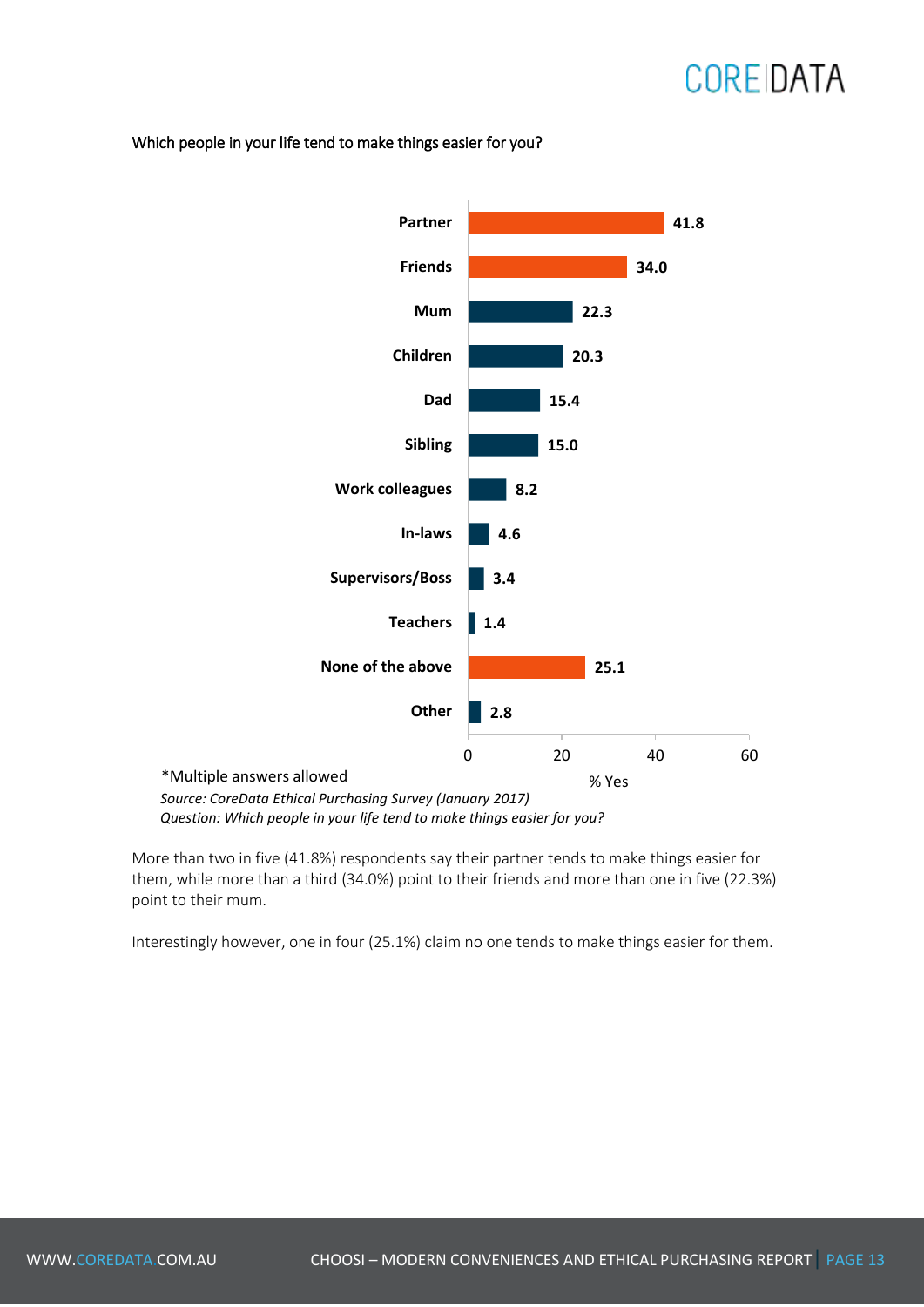Which people in your life tend to make things easier for you?

| | % Yes |
|---|---|
| Partner | 41.8 |
| Friends | 34.0 |
| Mum | 22.3 |
| Children | 20.3 |
| Dad | 15.4 |
| Sibling | 15.0 |
| Work colleagues | 8.2 |
| In-laws | 4.6 |
| Supervisors/Boss | 3.4 |
| Teachers | 1.4 |
| None of the above | 25.1 |
| Other | 2.8 |

*Multiple answers allowed

*Source: CoreData Ethical Purchasing Survey (January 2017)*
*Question: Which people in your life tend to make things easier for you?*

More than two in five (41.8%) respondents say their partner tends to make things easier for them, while more than a third (34.0%) point to their friends and more than one in five (22.3%) point to their mum.

Interestingly however, one in four (25.1%) claim no one tends to make things easier for them.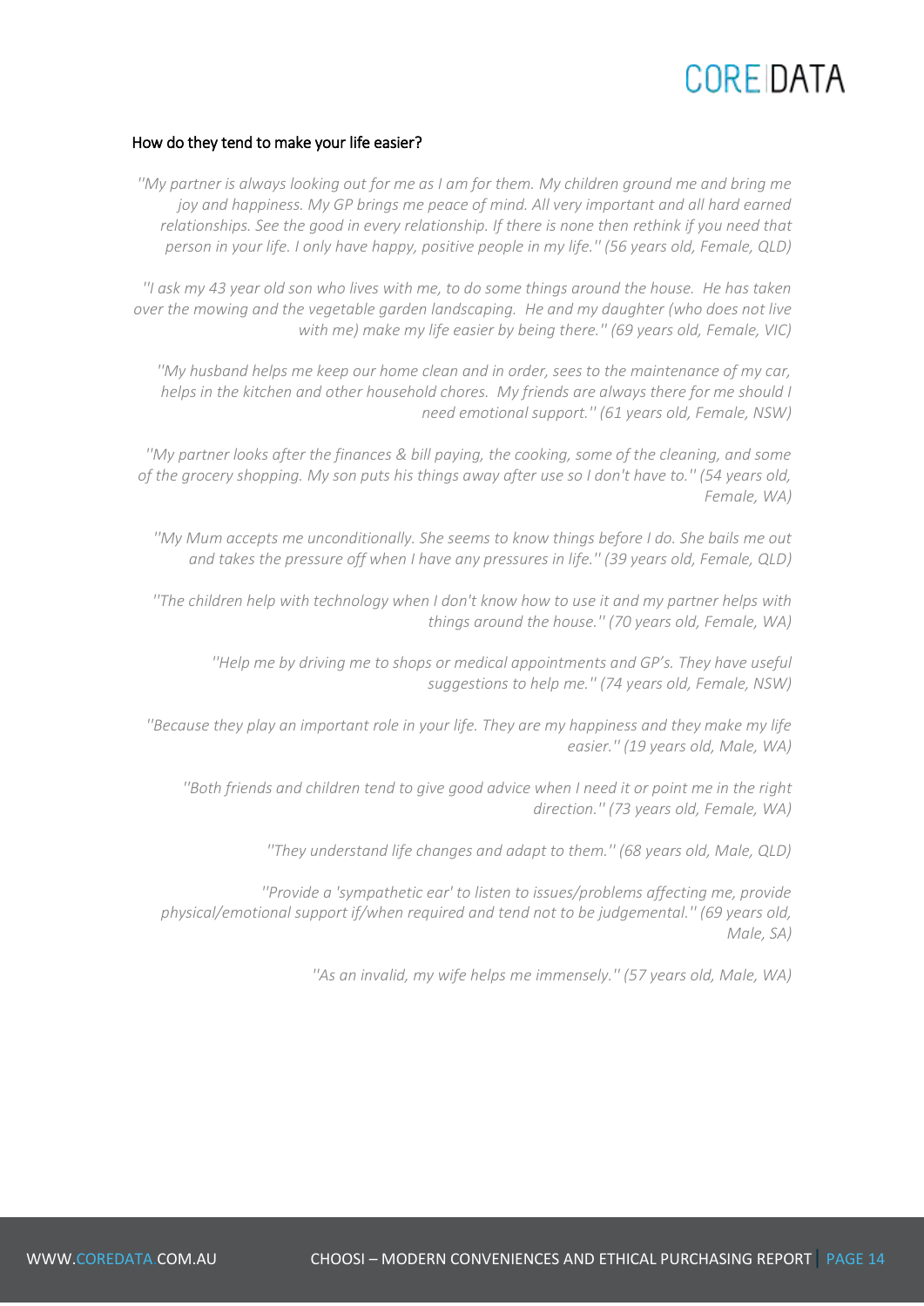### How do they tend to make your life easier?

*''My partner is always looking out for me as I am for them. My children ground me and bring me joy and happiness. My GP brings me peace of mind. All very important and all hard earned relationships. See the good in every relationship. If there is none then rethink if you need that person in your life. I only have happy, positive people in my life.'' (56 years old, Female, QLD)*

*''I ask my 43 year old son who lives with me, to do some things around the house. He has taken over the mowing and the vegetable garden landscaping. He and my daughter (who does not live with me) make my life easier by being there.'' (69 years old, Female, VIC)*

*''My husband helps me keep our home clean and in order, sees to the maintenance of my car, helps in the kitchen and other household chores. My friends are always there for me should I need emotional support.'' (61 years old, Female, NSW)*

*''My partner looks after the finances & bill paying, the cooking, some of the cleaning, and some of the grocery shopping. My son puts his things away after use so I don't have to.'' (54 years old, Female, WA)*

*''My Mum accepts me unconditionally. She seems to know things before I do. She bails me out and takes the pressure off when I have any pressures in life.'' (39 years old, Female, QLD)*

*''The children help with technology when I don't know how to use it and my partner helps with things around the house.'' (70 years old, Female, WA)*

*''Help me by driving me to shops or medical appointments and GP's. They have useful suggestions to help me.'' (74 years old, Female, NSW)*

*''Because they play an important role in your life. They are my happiness and they make my life easier.'' (19 years old, Male, WA)*

*''Both friends and children tend to give good advice when I need it or point me in the right direction.'' (73 years old, Female, WA)*

*''They understand life changes and adapt to them.'' (68 years old, Male, QLD)*

*''Provide a 'sympathetic ear' to listen to issues/problems affecting me, provide physical/emotional support if/when required and tend not to be judgemental.'' (69 years old, Male, SA)*

*''As an invalid, my wife helps me immensely.'' (57 years old, Male, WA)*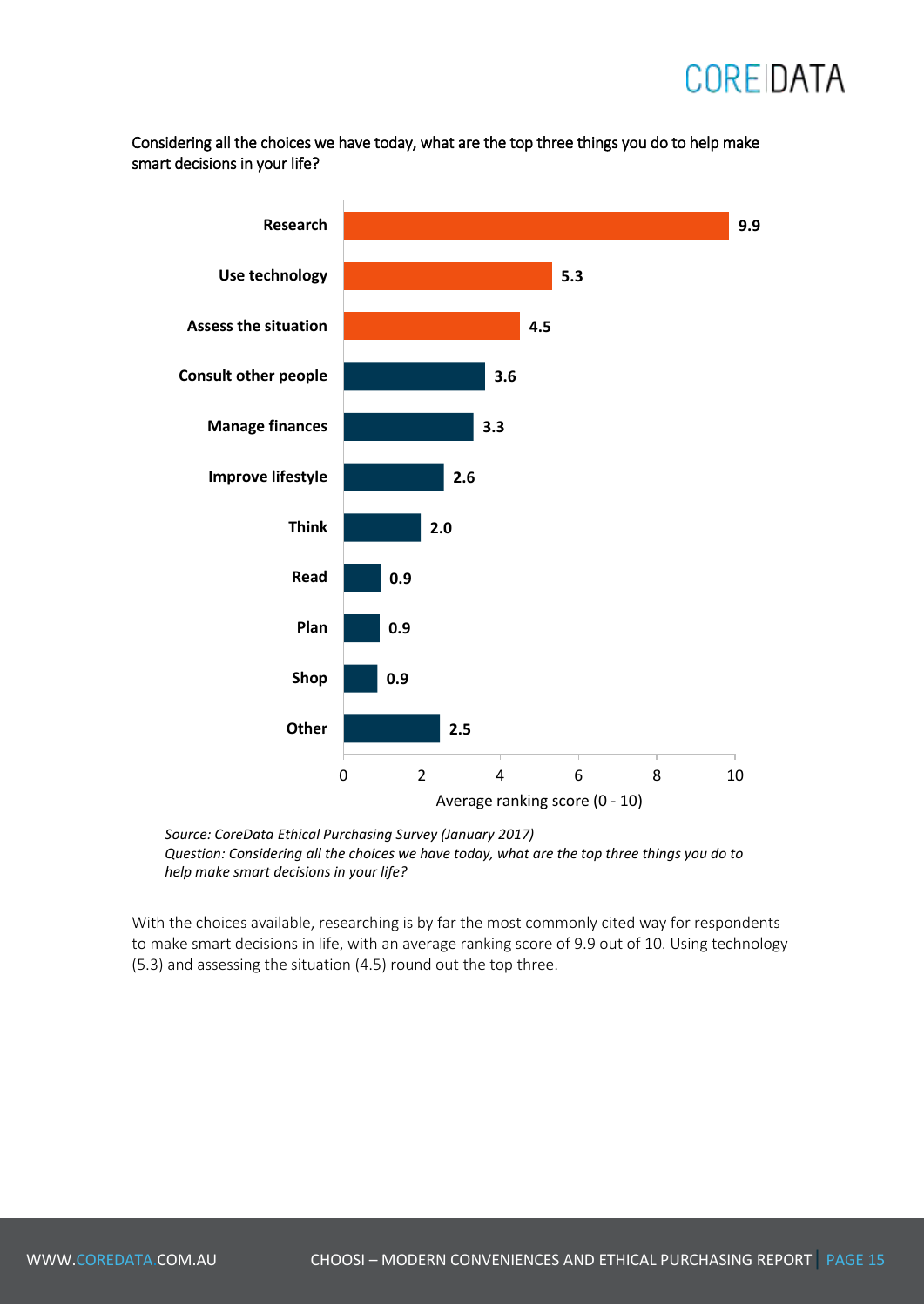Considering all the choices we have today, what are the top three things you do to help make smart decisions in your life?

| | Average ranking score (0 - 10) |
|---|---|
| Research | 9.9 |
| Use technology | 5.3 |
| Assess the situation | 4.5 |
| Consult other people | 3.6 |
| Manage finances | 3.3 |
| Improve lifestyle | 2.6 |
| Think | 2.0 |
| Read | 0.9 |
| Plan | 0.9 |
| Shop | 0.9 |
| Other | 2.5 |

*Source: CoreData Ethical Purchasing Survey (January 2017)*
*Question: Considering all the choices we have today, what are the top three things you do to help make smart decisions in your life?*

With the choices available, researching is by far the most commonly cited way for respondents to make smart decisions in life, with an average ranking score of 9.9 out of 10. Using technology (5.3) and assessing the situation (4.5) round out the top three.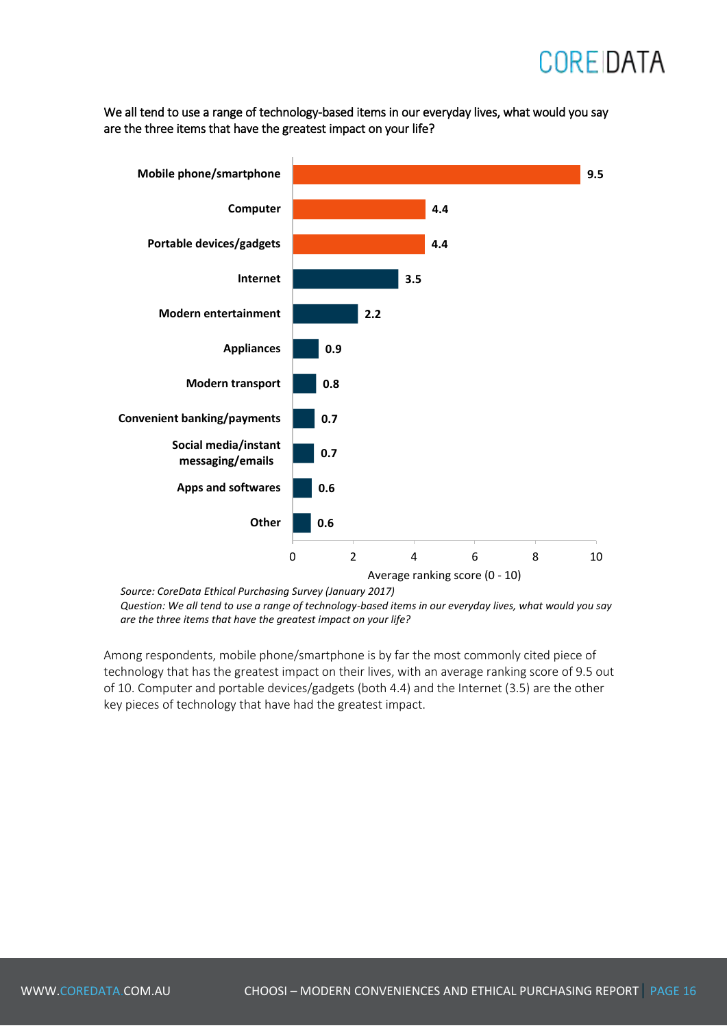We all tend to use a range of technology-based items in our everyday lives, what would you say are the three items that have the greatest impact on your life?

| Item | Average ranking score (0 - 10) |
|---|---|
| Mobile phone/smartphone | 9.5 |
| Computer | 4.4 |
| Portable devices/gadgets | 4.4 |
| Internet | 3.5 |
| Modern entertainment | 2.2 |
| Appliances | 0.9 |
| Modern transport | 0.8 |
| Convenient banking/payments | 0.7 |
| Social media/instant messaging/emails | 0.7 |
| Apps and softwares | 0.6 |
| Other | 0.6 |

*Source: CoreData Ethical Purchasing Survey (January 2017)*
*Question: We all tend to use a range of technology-based items in our everyday lives, what would you say are the three items that have the greatest impact on your life?*

Among respondents, mobile phone/smartphone is by far the most commonly cited piece of technology that has the greatest impact on their lives, with an average ranking score of 9.5 out of 10. Computer and portable devices/gadgets (both 4.4) and the Internet (3.5) are the other key pieces of technology that have had the greatest impact.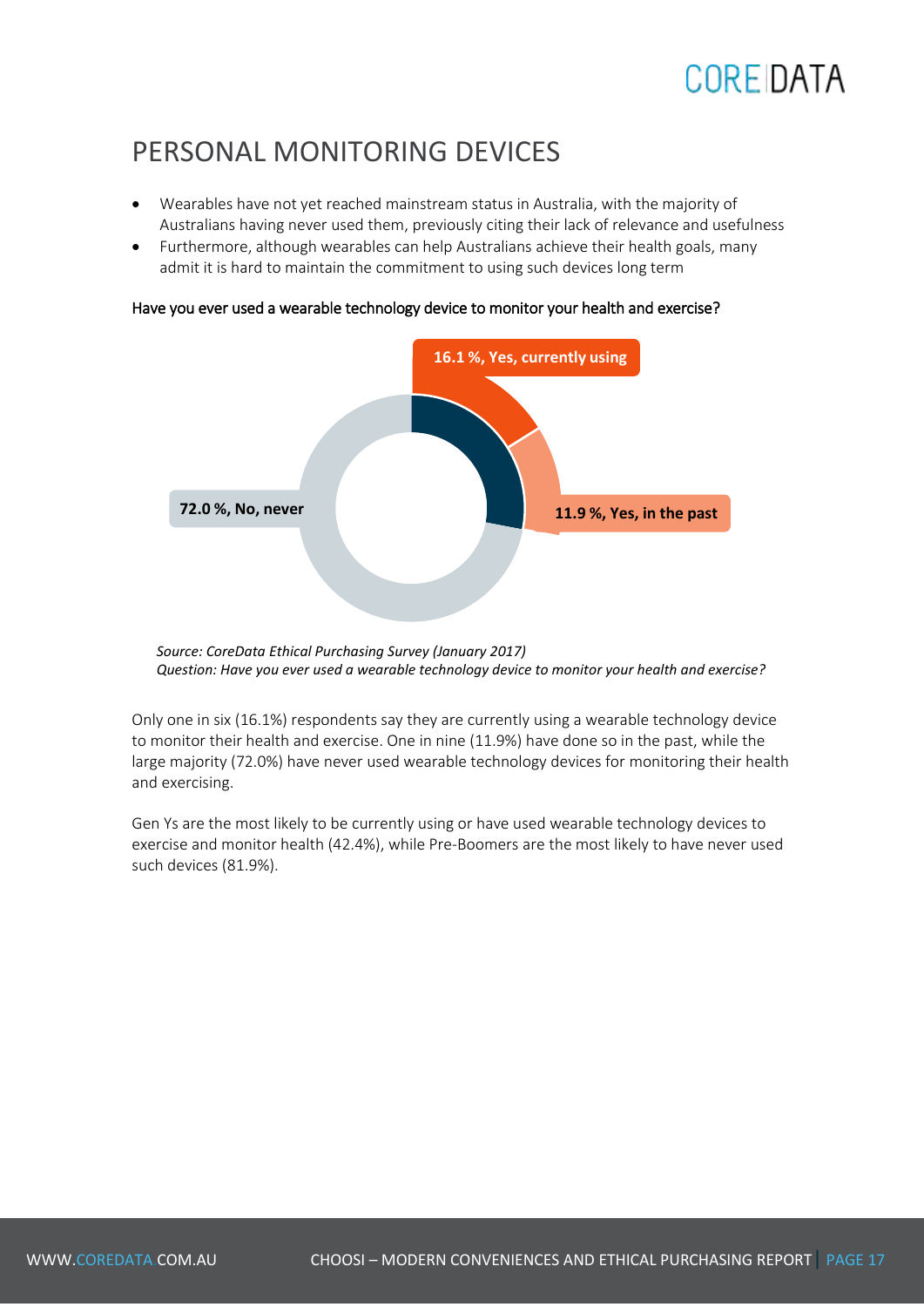# PERSONAL MONITORING DEVICES

- Wearables have not yet reached mainstream status in Australia, with the majority of Australians having never used them, previously citing their lack of relevance and usefulness
- Furthermore, although wearables can help Australians achieve their health goals, many admit it is hard to maintain the commitment to using such devices long term

Have you ever used a wearable technology device to monitor your health and exercise?

16.1 %, Yes, currently using

11.9 %, Yes, in the past

72.0 %, No, never

*Source: CoreData Ethical Purchasing Survey (January 2017)*
*Question: Have you ever used a wearable technology device to monitor your health and exercise?*

Only one in six (16.1%) respondents say they are currently using a wearable technology device to monitor their health and exercise. One in nine (11.9%) have done so in the past, while the large majority (72.0%) have never used wearable technology devices for monitoring their health and exercising.

Gen Ys are the most likely to be currently using or have used wearable technology devices to exercise and monitor health (42.4%), while Pre-Boomers are the most likely to have never used such devices (81.9%).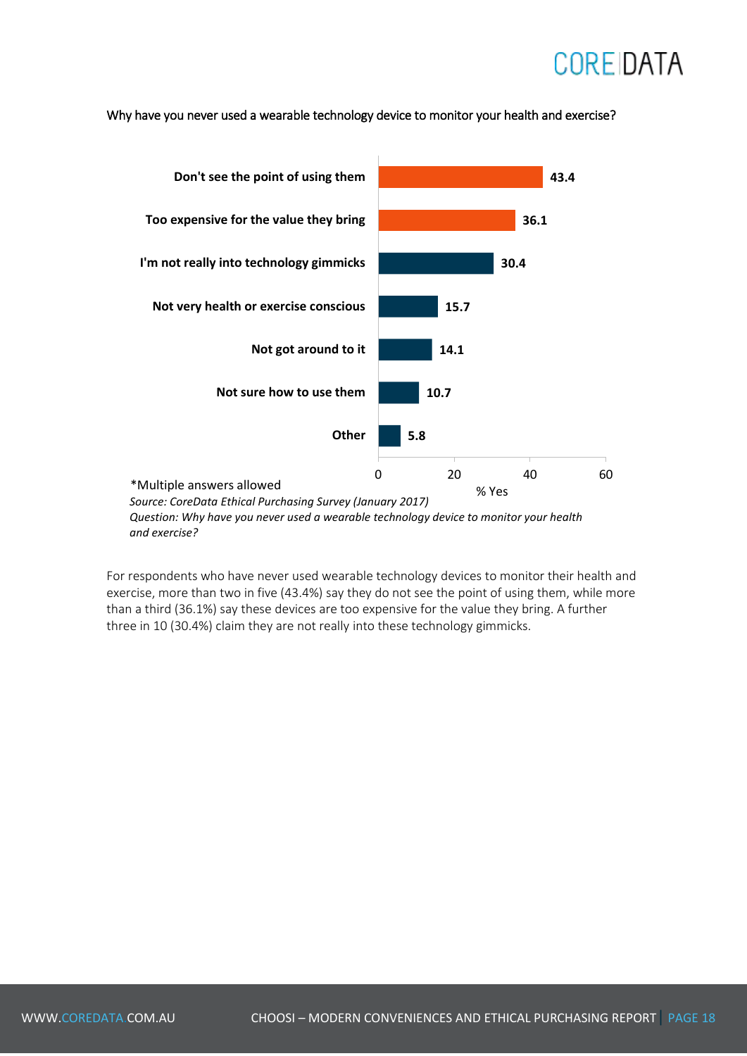Why have you never used a wearable technology device to monitor your health and exercise?

| Reason | % Yes |
|---|---|
| Don't see the point of using them | 43.4 |
| Too expensive for the value they bring | 36.1 |
| I'm not really into technology gimmicks | 30.4 |
| Not very health or exercise conscious | 15.7 |
| Not got around to it | 14.1 |
| Not sure how to use them | 10.7 |
| Other | 5.8 |

*Multiple answers allowed

*Source: CoreData Ethical Purchasing Survey (January 2017)*

*Question: Why have you never used a wearable technology device to monitor your health and exercise?*

For respondents who have never used wearable technology devices to monitor their health and exercise, more than two in five (43.4%) say they do not see the point of using them, while more than a third (36.1%) say these devices are too expensive for the value they bring. A further three in 10 (30.4%) claim they are not really into these technology gimmicks.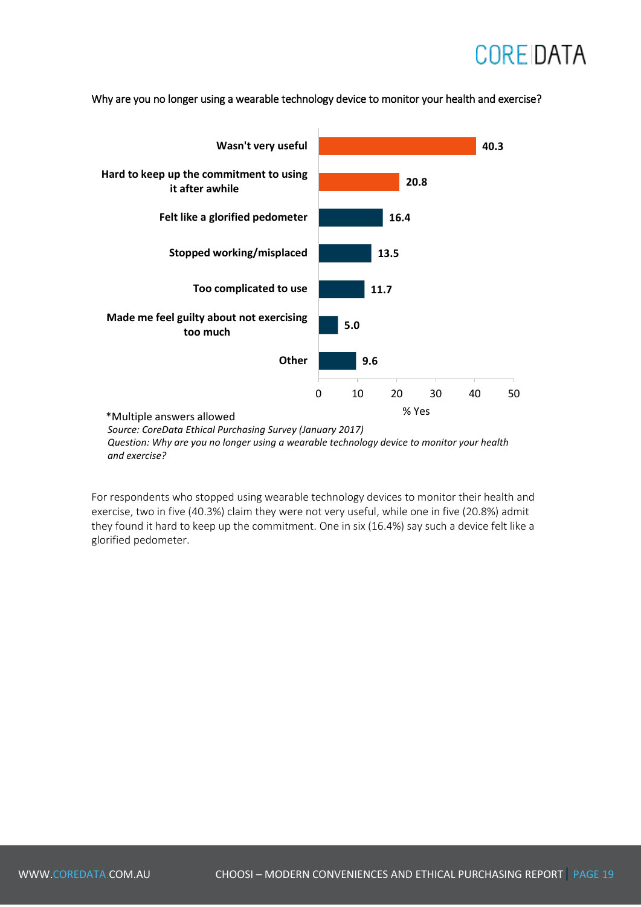Why are you no longer using a wearable technology device to monitor your health and exercise?

| Reason | % Yes |
| --- | --- |
| Wasn't very useful | 40.3 |
| Hard to keep up the commitment to using it after awhile | 20.8 |
| Felt like a glorified pedometer | 16.4 |
| Stopped working/misplaced | 13.5 |
| Too complicated to use | 11.7 |
| Made me feel guilty about not exercising too much | 5.0 |
| Other | 9.6 |

*Multiple answers allowed

*Source: CoreData Ethical Purchasing Survey (January 2017)*
*Question: Why are you no longer using a wearable technology device to monitor your health and exercise?*

For respondents who stopped using wearable technology devices to monitor their health and exercise, two in five (40.3%) claim they were not very useful, while one in five (20.8%) admit they found it hard to keep up the commitment. One in six (16.4%) say such a device felt like a glorified pedometer.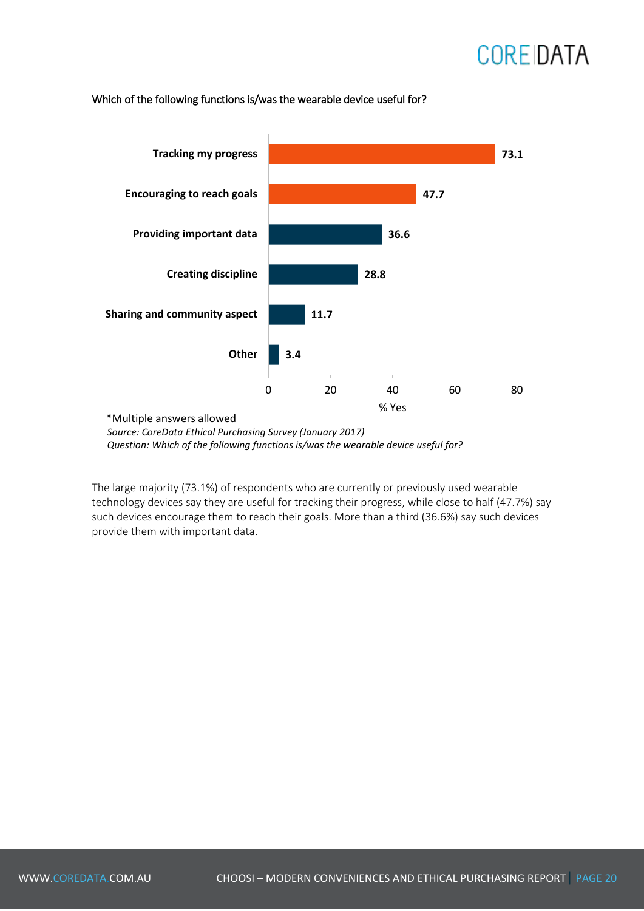Which of the following functions is/was the wearable device useful for?

| Function | % Yes |
|---|---|
| Tracking my progress | 73.1 |
| Encouraging to reach goals | 47.7 |
| Providing important data | 36.6 |
| Creating discipline | 28.8 |
| Sharing and community aspect | 11.7 |
| Other | 3.4 |

*Multiple answers allowed

*Source: CoreData Ethical Purchasing Survey (January 2017)*

*Question: Which of the following functions is/was the wearable device useful for?*

The large majority (73.1%) of respondents who are currently or previously used wearable technology devices say they are useful for tracking their progress, while close to half (47.7%) say such devices encourage them to reach their goals. More than a third (36.6%) say such devices provide them with important data.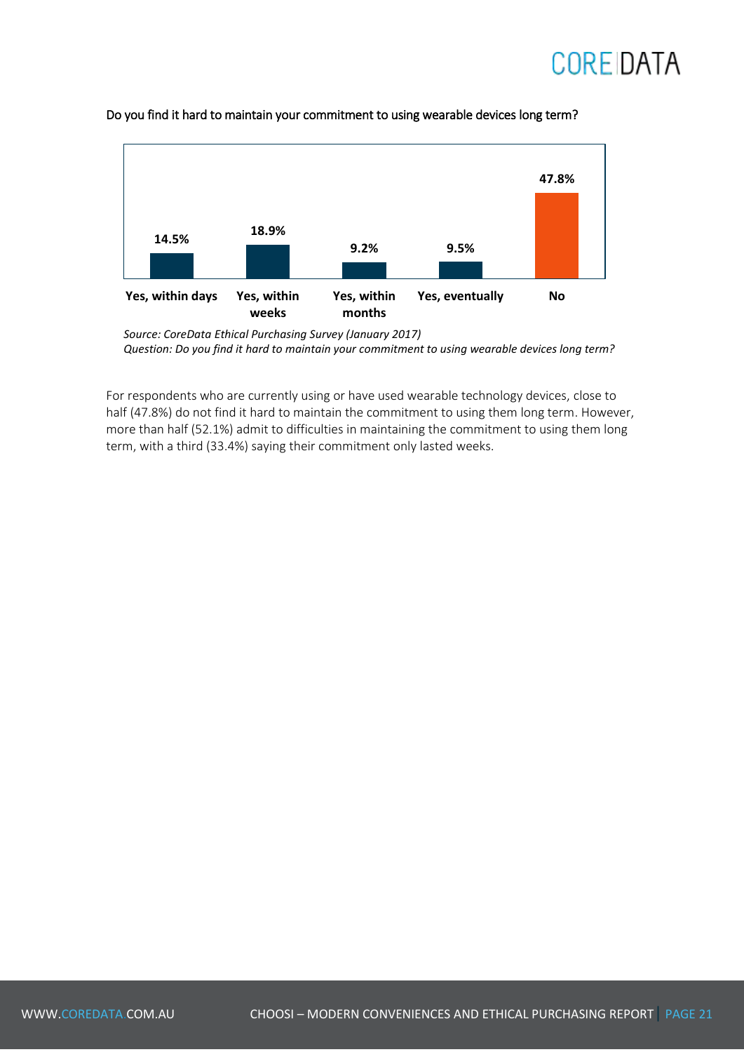Do you find it hard to maintain your commitment to using wearable devices long term?

| Response | Percentage |
| --- | --- |
| Yes, within days | 14.5% |
| Yes, within weeks | 18.9% |
| Yes, within months | 9.2% |
| Yes, eventually | 9.5% |
| No | 47.8% |

*Source: CoreData Ethical Purchasing Survey (January 2017)*
*Question: Do you find it hard to maintain your commitment to using wearable devices long term?*

For respondents who are currently using or have used wearable technology devices, close to half (47.8%) do not find it hard to maintain the commitment to using them long term. However, more than half (52.1%) admit to difficulties in maintaining the commitment to using them long term, with a third (33.4%) saying their commitment only lasted weeks.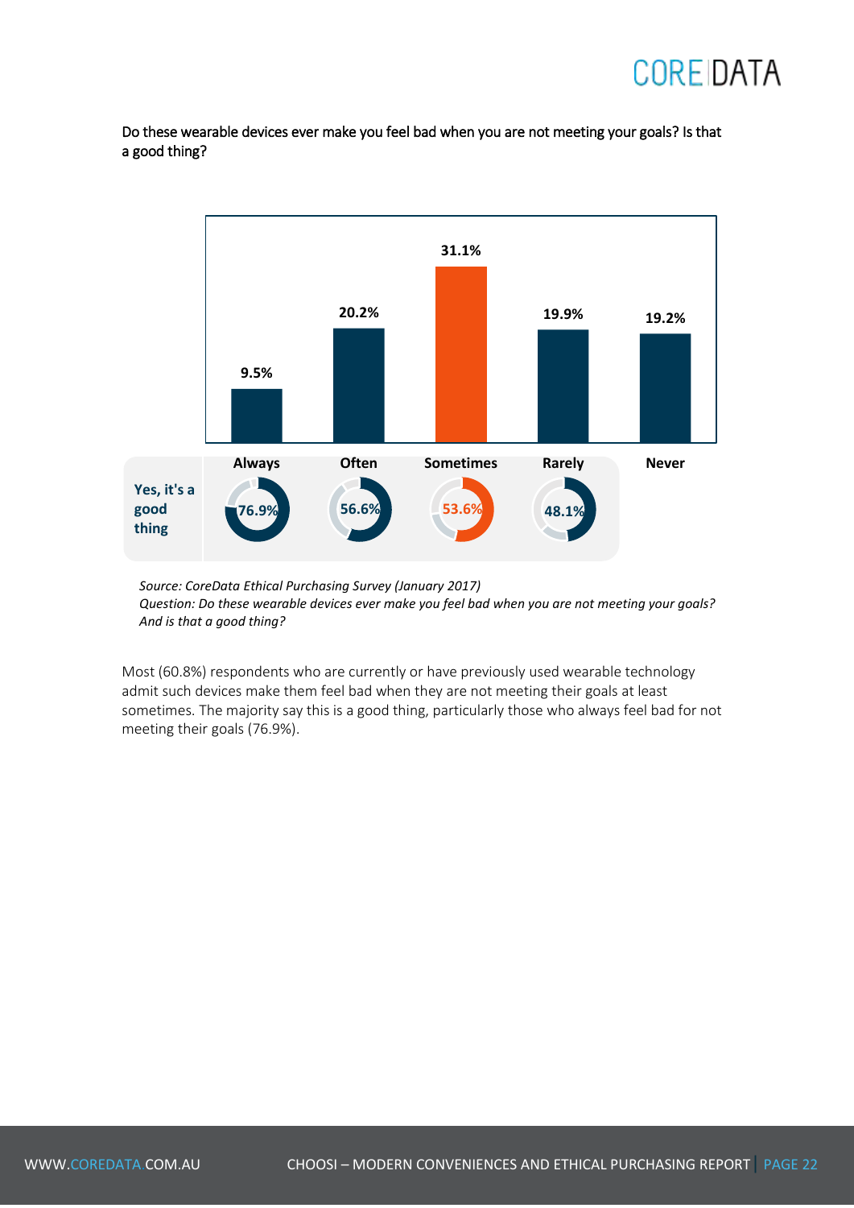Do these wearable devices ever make you feel bad when you are not meeting your goals? Is that a good thing?

| | Always | Often | Sometimes | Rarely | Never |
|---|---|---|---|---|---|
| % | 9.5% | 20.2% | 31.1% | 19.9% | 19.2% |
| Yes, it's a good thing | 76.9% | 56.6% | 53.6% | 48.1% | |

*Source: CoreData Ethical Purchasing Survey (January 2017)*
*Question: Do these wearable devices ever make you feel bad when you are not meeting your goals? And is that a good thing?*

Most (60.8%) respondents who are currently or have previously used wearable technology admit such devices make them feel bad when they are not meeting their goals at least sometimes. The majority say this is a good thing, particularly those who always feel bad for not meeting their goals (76.9%).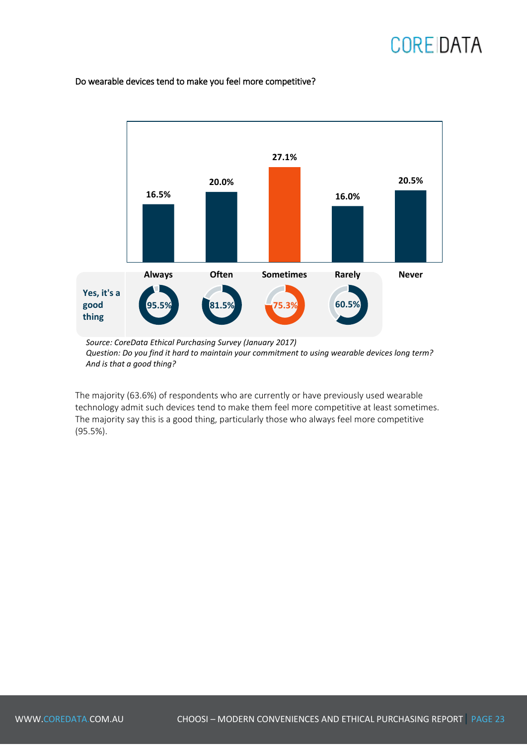Do wearable devices tend to make you feel more competitive?

| | Always | Often | Sometimes | Rarely | Never |
|---|---|---|---|---|---|
| Do wearable devices tend to make you feel more competitive? | 16.5% | 20.0% | 27.1% | 16.0% | 20.5% |
| Yes, it's a good thing | 95.5% | 81.5% | 75.3% | 60.5% | |

*Source: CoreData Ethical Purchasing Survey (January 2017)*
*Question: Do you find it hard to maintain your commitment to using wearable devices long term? And is that a good thing?*

The majority (63.6%) of respondents who are currently or have previously used wearable technology admit such devices tend to make them feel more competitive at least sometimes. The majority say this is a good thing, particularly those who always feel more competitive (95.5%).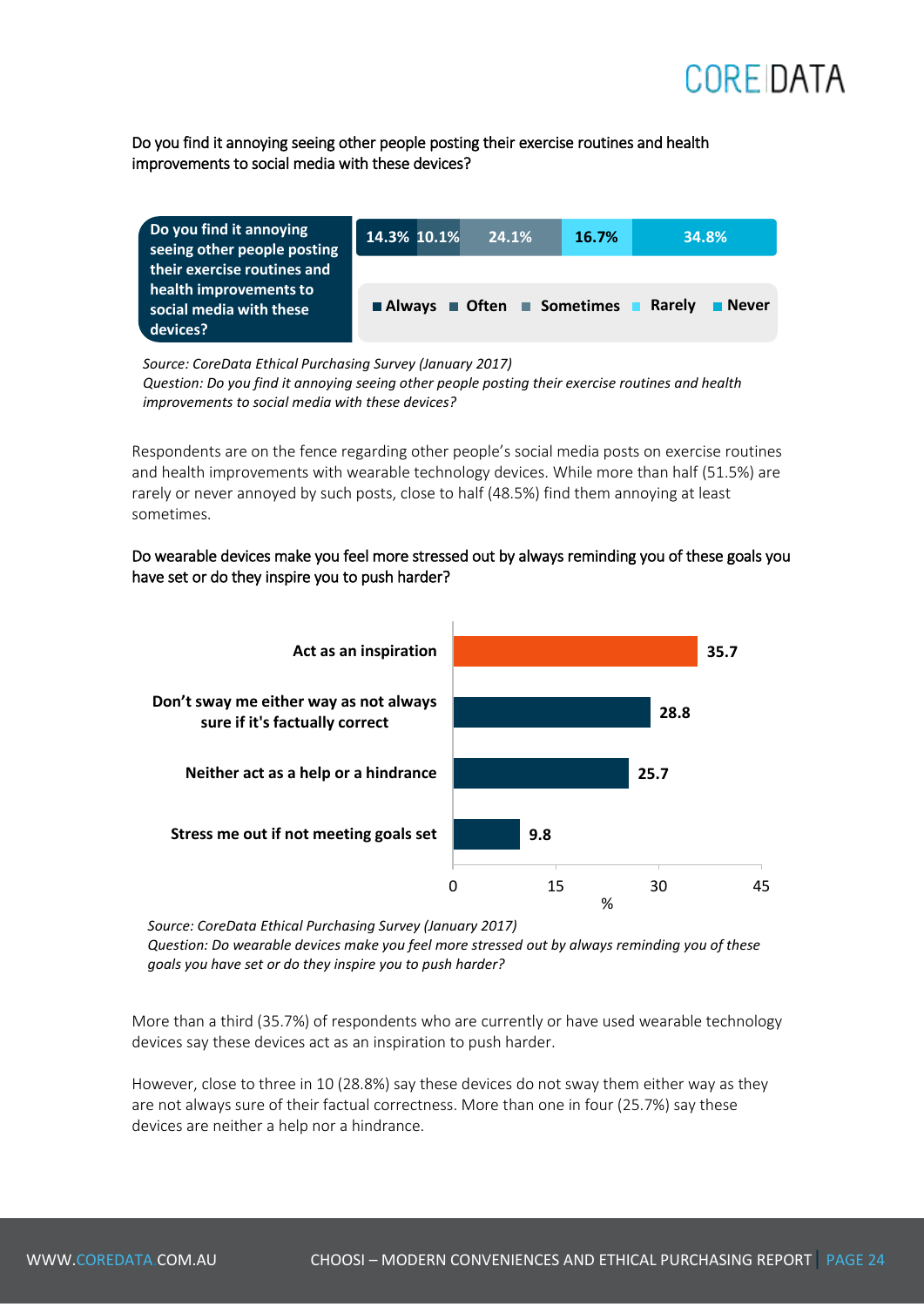Do you find it annoying seeing other people posting their exercise routines and health improvements to social media with these devices?

| Do you find it annoying seeing other people posting their exercise routines and health improvements to social media with these devices? | Always | Often | Sometimes | Rarely | Never |
|---|---|---|---|---|---|
| | 14.3% | 10.1% | 24.1% | 16.7% | 34.8% |

*Source: CoreData Ethical Purchasing Survey (January 2017)*
*Question: Do you find it annoying seeing other people posting their exercise routines and health improvements to social media with these devices?*

Respondents are on the fence regarding other people's social media posts on exercise routines and health improvements with wearable technology devices. While more than half (51.5%) are rarely or never annoyed by such posts, close to half (48.5%) find them annoying at least sometimes.

Do wearable devices make you feel more stressed out by always reminding you of these goals you have set or do they inspire you to push harder?

| Response | % |
|---|---|
| Act as an inspiration | 35.7 |
| Don't sway me either way as not always sure if it's factually correct | 28.8 |
| Neither act as a help or a hindrance | 25.7 |
| Stress me out if not meeting goals set | 9.8 |

*Source: CoreData Ethical Purchasing Survey (January 2017)*
*Question: Do wearable devices make you feel more stressed out by always reminding you of these goals you have set or do they inspire you to push harder?*

More than a third (35.7%) of respondents who are currently or have used wearable technology devices say these devices act as an inspiration to push harder.

However, close to three in 10 (28.8%) say these devices do not sway them either way as they are not always sure of their factual correctness. More than one in four (25.7%) say these devices are neither a help nor a hindrance.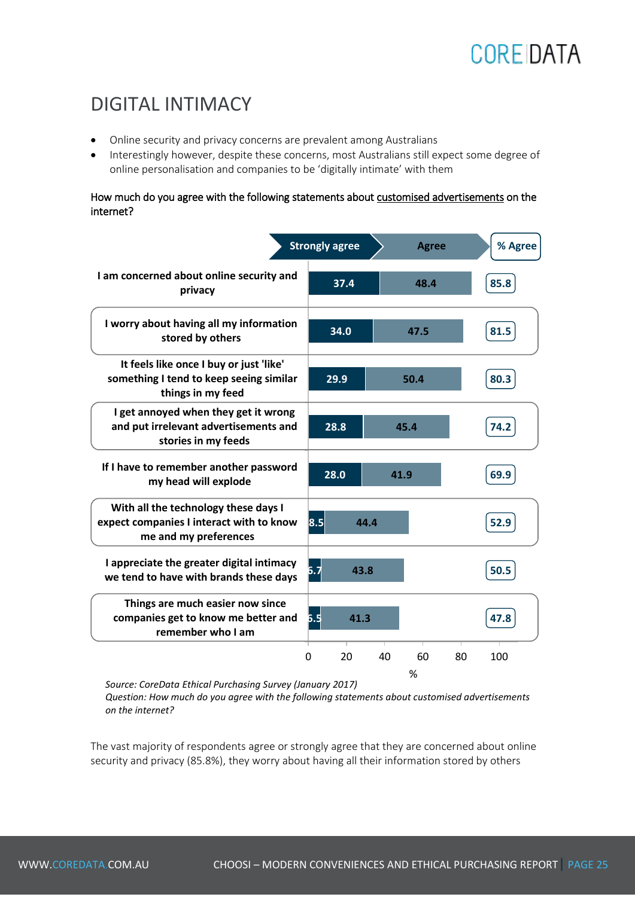## DIGITAL INTIMACY

- Online security and privacy concerns are prevalent among Australians
- Interestingly however, despite these concerns, most Australians still expect some degree of online personalisation and companies to be 'digitally intimate' with them

How much do you agree with the following statements about customised advertisements on the internet?

| Statement | Strongly agree | Agree | % Agree |
|---|---|---|---|
| I am concerned about online security and privacy | 37.4 | 48.4 | 85.8 |
| I worry about having all my information stored by others | 34.0 | 47.5 | 81.5 |
| It feels like once I buy or just 'like' something I tend to keep seeing similar things in my feed | 29.9 | 50.4 | 80.3 |
| I get annoyed when they get it wrong and put irrelevant advertisements and stories in my feeds | 28.8 | 45.4 | 74.2 |
| If I have to remember another password my head will explode | 28.0 | 41.9 | 69.9 |
| With all the technology these days I expect companies I interact with to know me and my preferences | 8.5 | 44.4 | 52.9 |
| I appreciate the greater digital intimacy we tend to have with brands these days | 6.7 | 43.8 | 50.5 |
| Things are much easier now since companies get to know me better and remember who I am | 6.5 | 41.3 | 47.8 |

*Source: CoreData Ethical Purchasing Survey (January 2017)*
*Question: How much do you agree with the following statements about customised advertisements on the internet?*

The vast majority of respondents agree or strongly agree that they are concerned about online security and privacy (85.8%), they worry about having all their information stored by others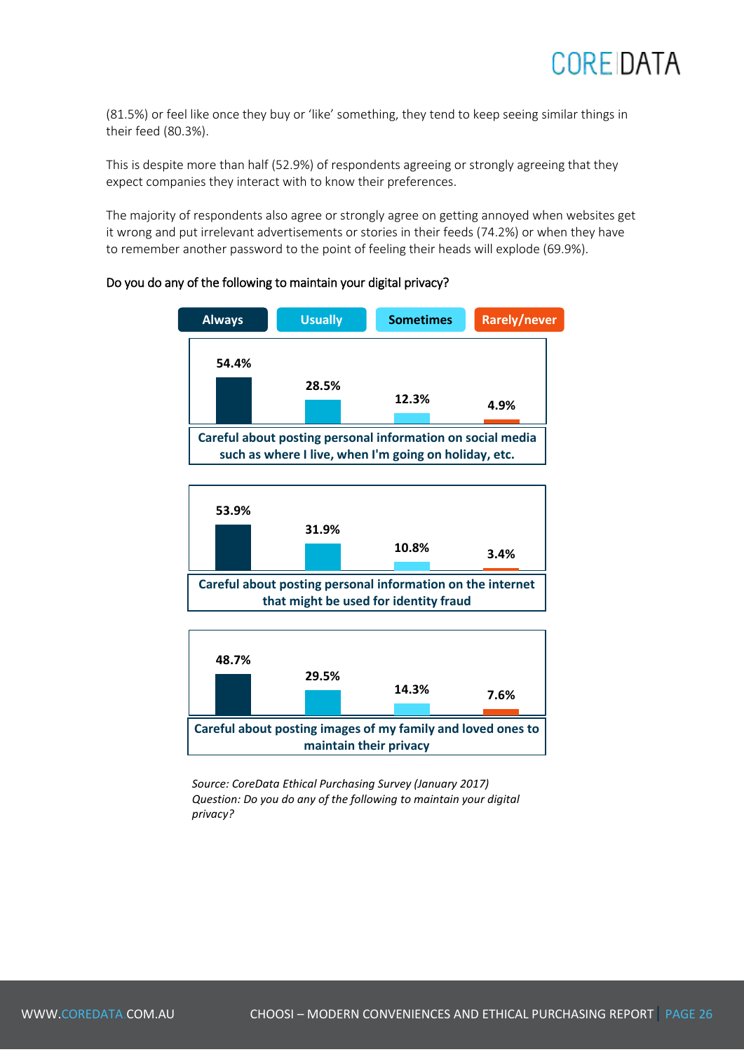(81.5%) or feel like once they buy or 'like' something, they tend to keep seeing similar things in their feed (80.3%).

This is despite more than half (52.9%) of respondents agreeing or strongly agreeing that they expect companies they interact with to know their preferences.

The majority of respondents also agree or strongly agree on getting annoyed when websites get it wrong and put irrelevant advertisements or stories in their feeds (74.2%) or when they have to remember another password to the point of feeling their heads will explode (69.9%).

Do you do any of the following to maintain your digital privacy?

| | Always | Usually | Sometimes | Rarely/never |
|---|---|---|---|---|
| Careful about posting personal information on social media such as where I live, when I'm going on holiday, etc. | 54.4% | 28.5% | 12.3% | 4.9% |
| Careful about posting personal information on the internet that might be used for identity fraud | 53.9% | 31.9% | 10.8% | 3.4% |
| Careful about posting images of my family and loved ones to maintain their privacy | 48.7% | 29.5% | 14.3% | 7.6% |

*Source: CoreData Ethical Purchasing Survey (January 2017)*
*Question: Do you do any of the following to maintain your digital privacy?*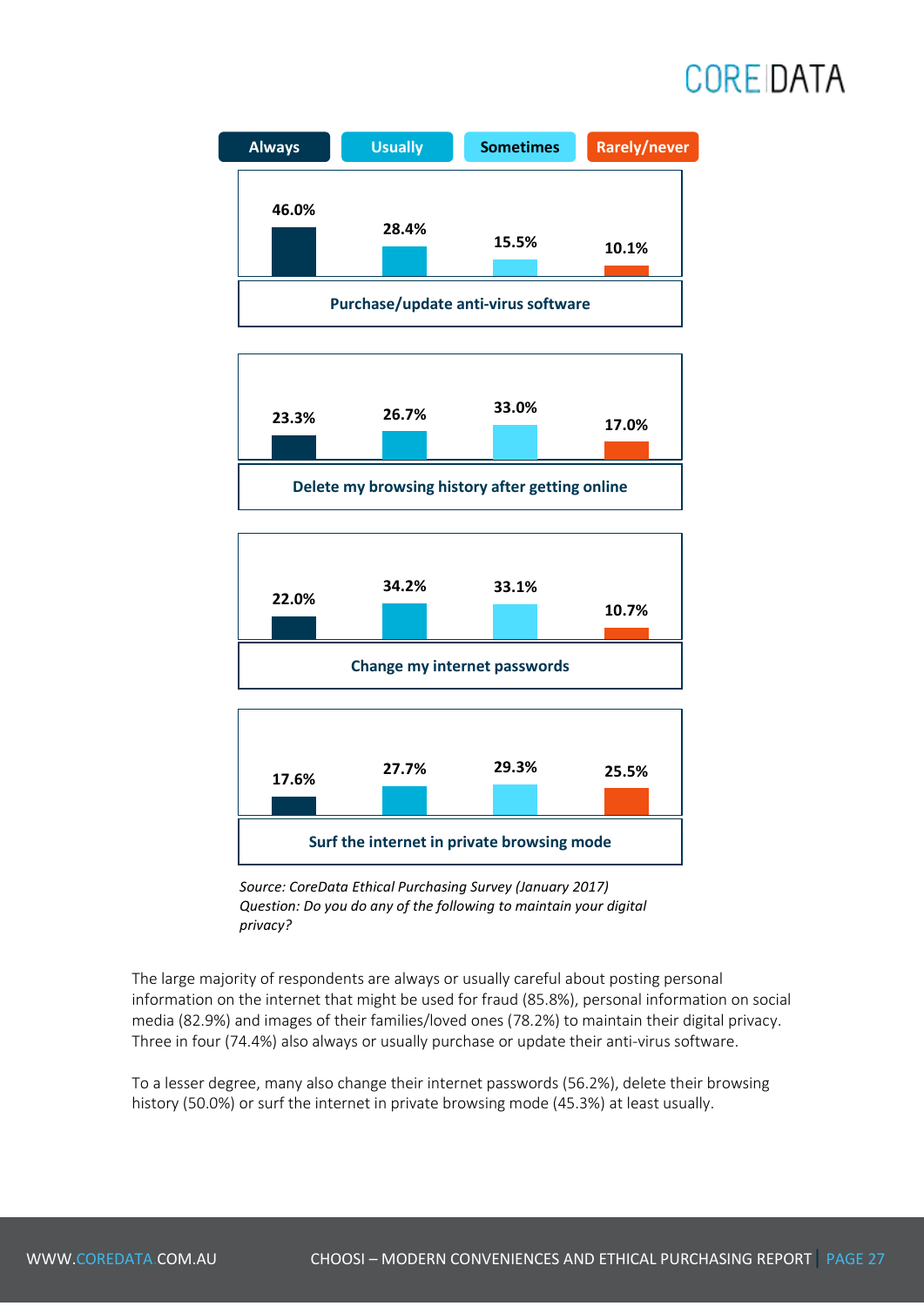| | Always | Usually | Sometimes | Rarely/never |
|---|---|---|---|---|
| Purchase/update anti-virus software | 46.0% | 28.4% | 15.5% | 10.1% |
| Delete my browsing history after getting online | 23.3% | 26.7% | 33.0% | 17.0% |
| Change my internet passwords | 22.0% | 34.2% | 33.1% | 10.7% |
| Surf the internet in private browsing mode | 17.6% | 27.7% | 29.3% | 25.5% |

*Source: CoreData Ethical Purchasing Survey (January 2017)*
*Question: Do you do any of the following to maintain your digital privacy?*

The large majority of respondents are always or usually careful about posting personal information on the internet that might be used for fraud (85.8%), personal information on social media (82.9%) and images of their families/loved ones (78.2%) to maintain their digital privacy. Three in four (74.4%) also always or usually purchase or update their anti-virus software.

To a lesser degree, many also change their internet passwords (56.2%), delete their browsing history (50.0%) or surf the internet in private browsing mode (45.3%) at least usually.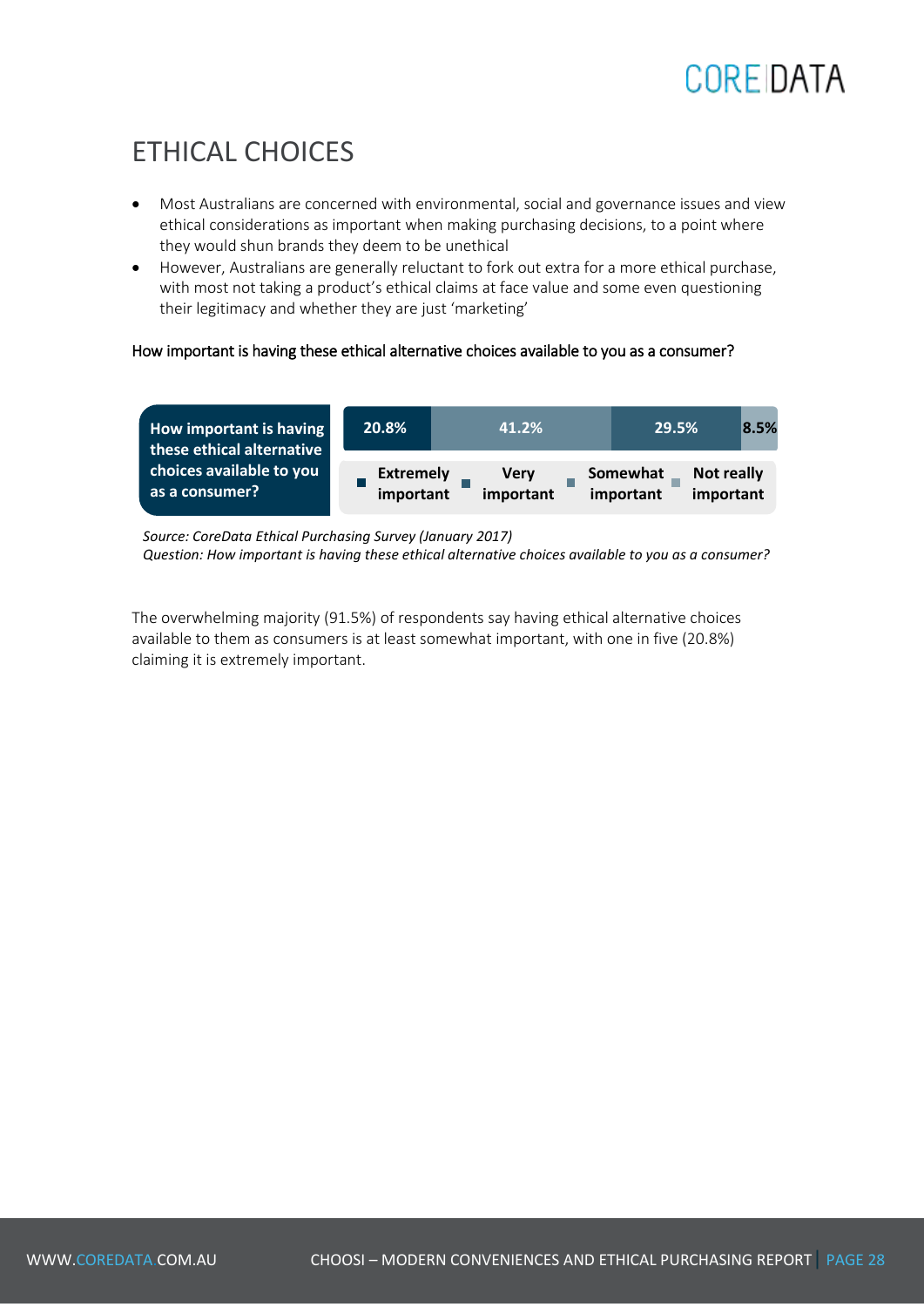# ETHICAL CHOICES

- Most Australians are concerned with environmental, social and governance issues and view ethical considerations as important when making purchasing decisions, to a point where they would shun brands they deem to be unethical
- However, Australians are generally reluctant to fork out extra for a more ethical purchase, with most not taking a product's ethical claims at face value and some even questioning their legitimacy and whether they are just 'marketing'

How important is having these ethical alternative choices available to you as a consumer?

| How important is having these ethical alternative choices available to you as a consumer? | Extremely important | Very important | Somewhat important | Not really important |
|---|---|---|---|---|
| | 20.8% | 41.2% | 29.5% | 8.5% |

*Source: CoreData Ethical Purchasing Survey (January 2017)*
*Question: How important is having these ethical alternative choices available to you as a consumer?*

The overwhelming majority (91.5%) of respondents say having ethical alternative choices available to them as consumers is at least somewhat important, with one in five (20.8%) claiming it is extremely important.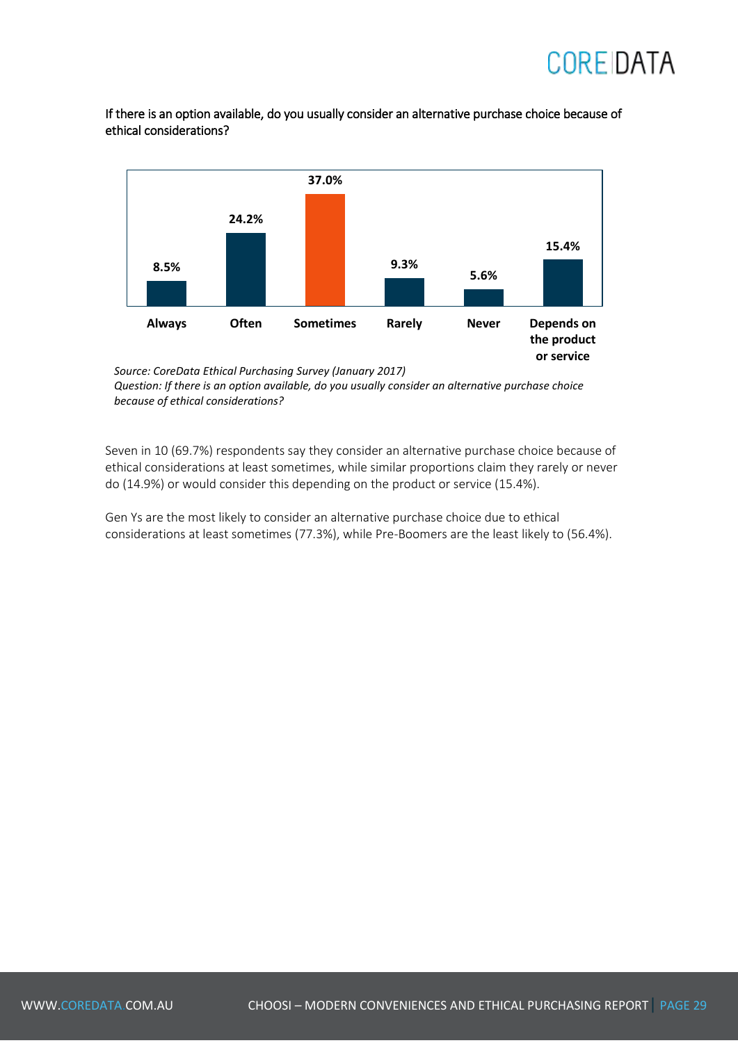If there is an option available, do you usually consider an alternative purchase choice because of ethical considerations?

| Always | Often | Sometimes | Rarely | Never | Depends on the product or service |
|---|---|---|---|---|---|
| 8.5% | 24.2% | 37.0% | 9.3% | 5.6% | 15.4% |

*Source: CoreData Ethical Purchasing Survey (January 2017)*
*Question: If there is an option available, do you usually consider an alternative purchase choice because of ethical considerations?*

Seven in 10 (69.7%) respondents say they consider an alternative purchase choice because of ethical considerations at least sometimes, while similar proportions claim they rarely or never do (14.9%) or would consider this depending on the product or service (15.4%).

Gen Ys are the most likely to consider an alternative purchase choice due to ethical considerations at least sometimes (77.3%), while Pre-Boomers are the least likely to (56.4%).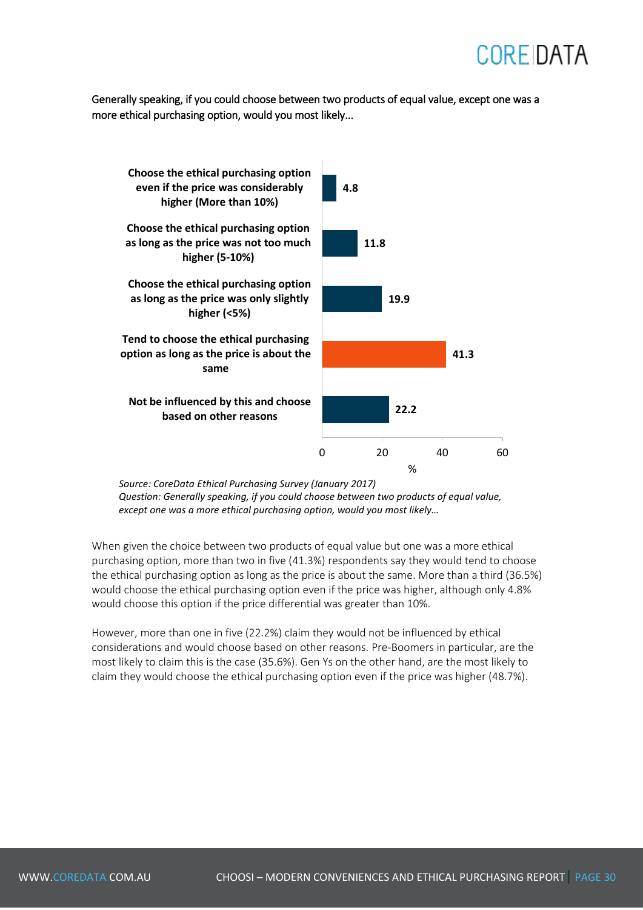Generally speaking, if you could choose between two products of equal value, except one was a more ethical purchasing option, would you most likely...

| Response | % |
|---|---|
| Choose the ethical purchasing option even if the price was considerably higher (More than 10%) | 4.8 |
| Choose the ethical purchasing option as long as the price was not too much higher (5-10%) | 11.8 |
| Choose the ethical purchasing option as long as the price was only slightly higher (<5%) | 19.9 |
| Tend to choose the ethical purchasing option as long as the price is about the same | 41.3 |
| Not be influenced by this and choose based on other reasons | 22.2 |

*Source: CoreData Ethical Purchasing Survey (January 2017)*
*Question: Generally speaking, if you could choose between two products of equal value, except one was a more ethical purchasing option, would you most likely…*

When given the choice between two products of equal value but one was a more ethical purchasing option, more than two in five (41.3%) respondents say they would tend to choose the ethical purchasing option as long as the price is about the same. More than a third (36.5%) would choose the ethical purchasing option even if the price was higher, although only 4.8% would choose this option if the price differential was greater than 10%.

However, more than one in five (22.2%) claim they would not be influenced by ethical considerations and would choose based on other reasons. Pre-Boomers in particular, are the most likely to claim this is the case (35.6%). Gen Ys on the other hand, are the most likely to claim they would choose the ethical purchasing option even if the price was higher (48.7%).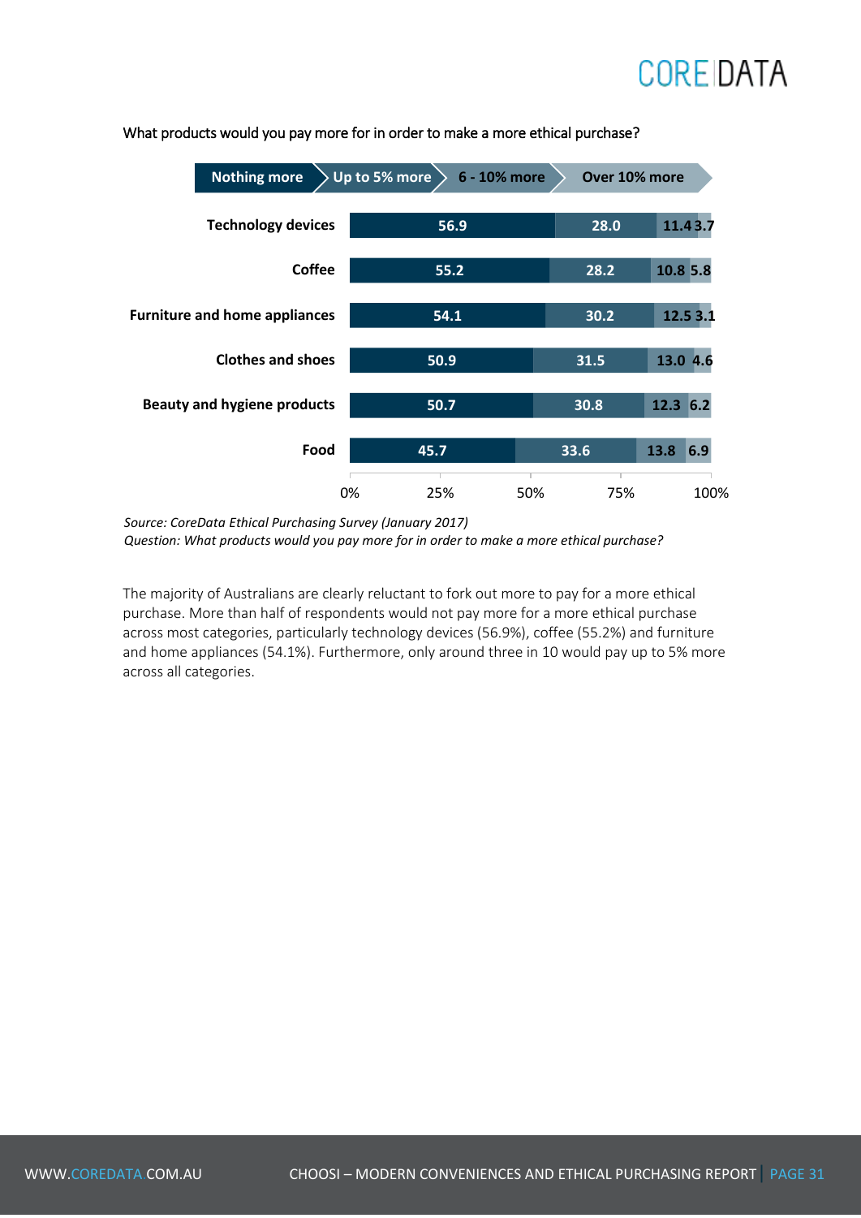What products would you pay more for in order to make a more ethical purchase?

| | Nothing more | Up to 5% more | 6 - 10% more | Over 10% more |
|---|---|---|---|---|
| Technology devices | 56.9 | 28.0 | 11.4 | 3.7 |
| Coffee | 55.2 | 28.2 | 10.8 | 5.8 |
| Furniture and home appliances | 54.1 | 30.2 | 12.5 | 3.1 |
| Clothes and shoes | 50.9 | 31.5 | 13.0 | 4.6 |
| Beauty and hygiene products | 50.7 | 30.8 | 12.3 | 6.2 |
| Food | 45.7 | 33.6 | 13.8 | 6.9 |

*Source: CoreData Ethical Purchasing Survey (January 2017)*
*Question: What products would you pay more for in order to make a more ethical purchase?*

The majority of Australians are clearly reluctant to fork out more to pay for a more ethical purchase. More than half of respondents would not pay more for a more ethical purchase across most categories, particularly technology devices (56.9%), coffee (55.2%) and furniture and home appliances (54.1%). Furthermore, only around three in 10 would pay up to 5% more across all categories.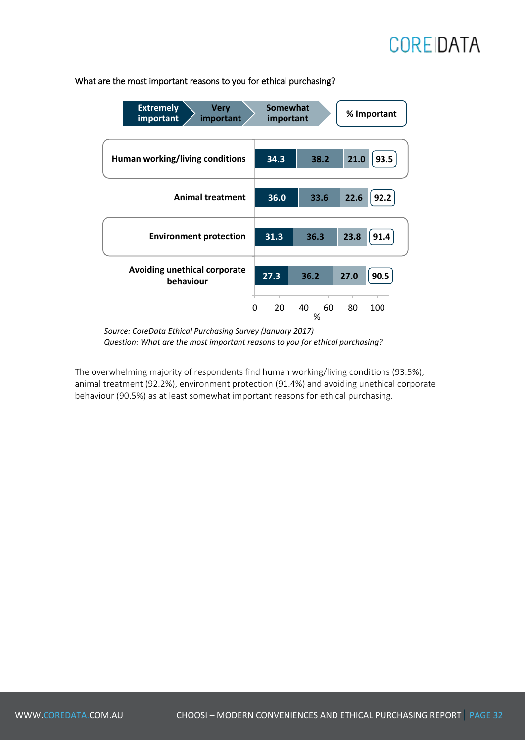What are the most important reasons to you for ethical purchasing?

| | Extremely important | Very important | Somewhat important | % Important |
|---|---|---|---|---|
| Human working/living conditions | 34.3 | 38.2 | 21.0 | 93.5 |
| Animal treatment | 36.0 | 33.6 | 22.6 | 92.2 |
| Environment protection | 31.3 | 36.3 | 23.8 | 91.4 |
| Avoiding unethical corporate behaviour | 27.3 | 36.2 | 27.0 | 90.5 |

*Source: CoreData Ethical Purchasing Survey (January 2017)*
*Question: What are the most important reasons to you for ethical purchasing?*

The overwhelming majority of respondents find human working/living conditions (93.5%), animal treatment (92.2%), environment protection (91.4%) and avoiding unethical corporate behaviour (90.5%) as at least somewhat important reasons for ethical purchasing.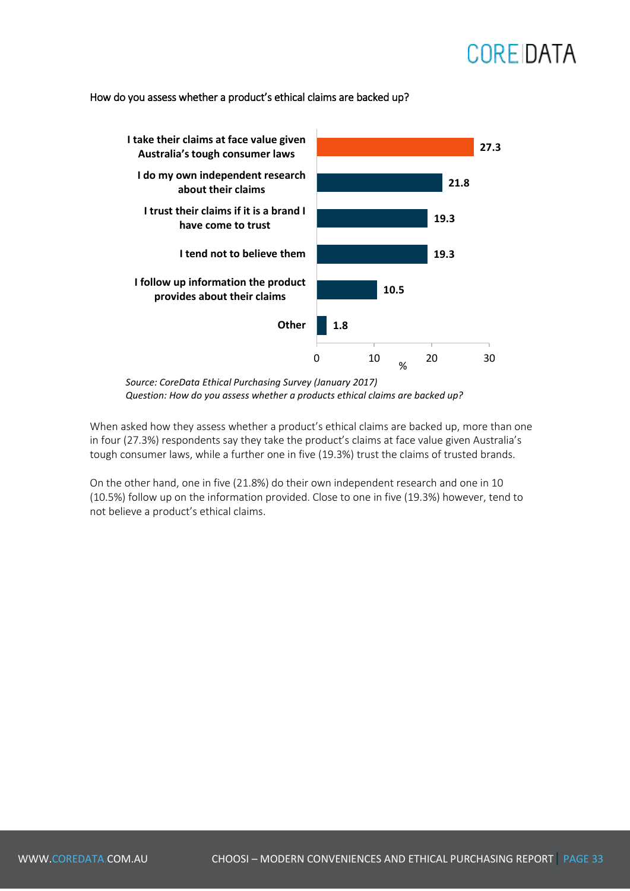How do you assess whether a product's ethical claims are backed up?

| Response | % |
|---|---|
| I take their claims at face value given Australia's tough consumer laws | 27.3 |
| I do my own independent research about their claims | 21.8 |
| I trust their claims if it is a brand I have come to trust | 19.3 |
| I tend not to believe them | 19.3 |
| I follow up information the product provides about their claims | 10.5 |
| Other | 1.8 |

*Source: CoreData Ethical Purchasing Survey (January 2017)*
*Question: How do you assess whether a products ethical claims are backed up?*

When asked how they assess whether a product's ethical claims are backed up, more than one in four (27.3%) respondents say they take the product's claims at face value given Australia's tough consumer laws, while a further one in five (19.3%) trust the claims of trusted brands.

On the other hand, one in five (21.8%) do their own independent research and one in 10 (10.5%) follow up on the information provided. Close to one in five (19.3%) however, tend to not believe a product's ethical claims.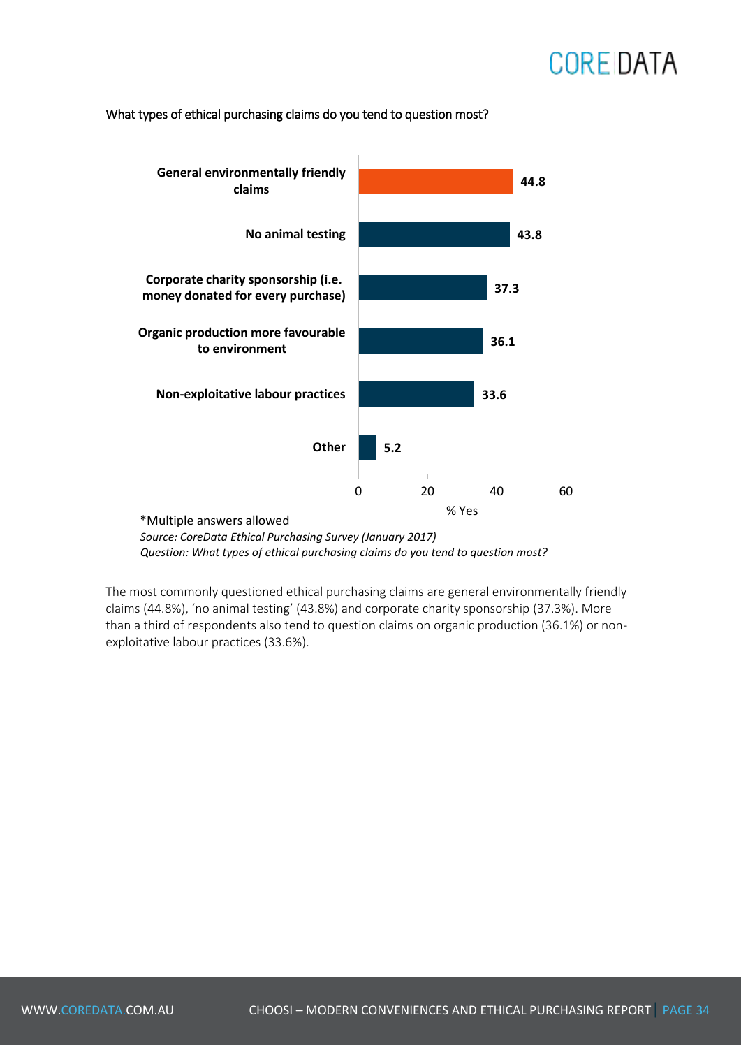What types of ethical purchasing claims do you tend to question most?

| Claim | % Yes |
|---|---|
| General environmentally friendly claims | 44.8 |
| No animal testing | 43.8 |
| Corporate charity sponsorship (i.e. money donated for every purchase) | 37.3 |
| Organic production more favourable to environment | 36.1 |
| Non-exploitative labour practices | 33.6 |
| Other | 5.2 |

*Multiple answers allowed

*Source: CoreData Ethical Purchasing Survey (January 2017)*
*Question: What types of ethical purchasing claims do you tend to question most?*

The most commonly questioned ethical purchasing claims are general environmentally friendly claims (44.8%), 'no animal testing' (43.8%) and corporate charity sponsorship (37.3%). More than a third of respondents also tend to question claims on organic production (36.1%) or non-exploitative labour practices (33.6%).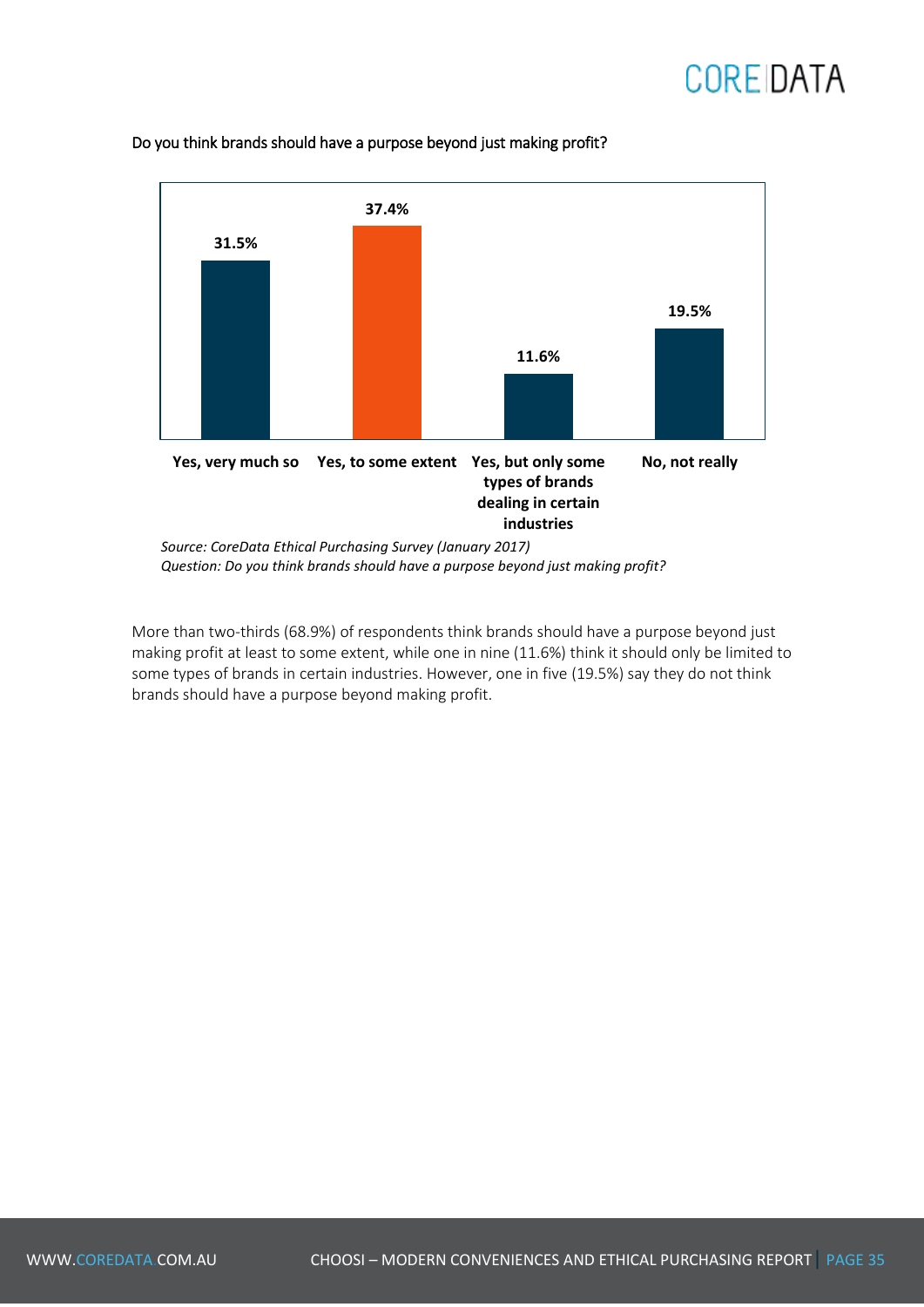Do you think brands should have a purpose beyond just making profit?

| Response | % |
|---|---|
| Yes, very much so | 31.5% |
| Yes, to some extent | 37.4% |
| Yes, but only some types of brands dealing in certain industries | 11.6% |
| No, not really | 19.5% |

*Source: CoreData Ethical Purchasing Survey (January 2017)*
*Question: Do you think brands should have a purpose beyond just making profit?*

More than two-thirds (68.9%) of respondents think brands should have a purpose beyond just making profit at least to some extent, while one in nine (11.6%) think it should only be limited to some types of brands in certain industries. However, one in five (19.5%) say they do not think brands should have a purpose beyond making profit.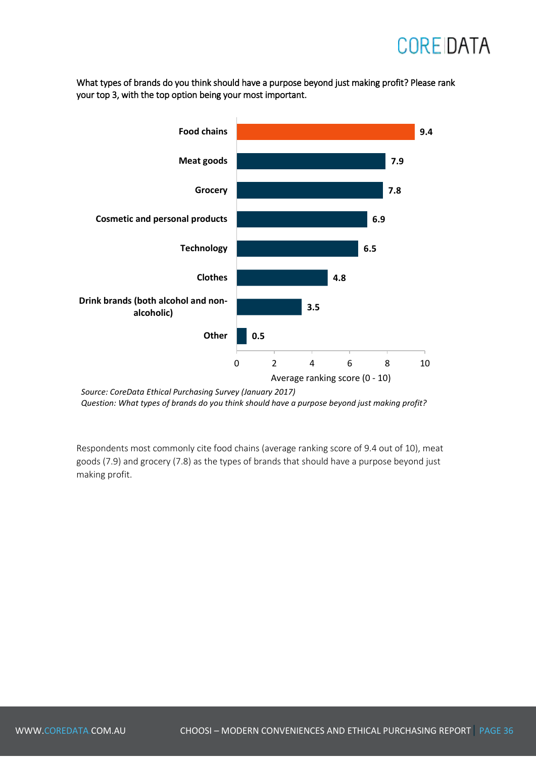What types of brands do you think should have a purpose beyond just making profit? Please rank your top 3, with the top option being your most important.

| Brand type | Average ranking score (0 - 10) |
|---|---|
| Food chains | 9.4 |
| Meat goods | 7.9 |
| Grocery | 7.8 |
| Cosmetic and personal products | 6.9 |
| Technology | 6.5 |
| Clothes | 4.8 |
| Drink brands (both alcohol and non-alcoholic) | 3.5 |
| Other | 0.5 |

*Source: CoreData Ethical Purchasing Survey (January 2017)*
*Question: What types of brands do you think should have a purpose beyond just making profit?*

Respondents most commonly cite food chains (average ranking score of 9.4 out of 10), meat goods (7.9) and grocery (7.8) as the types of brands that should have a purpose beyond just making profit.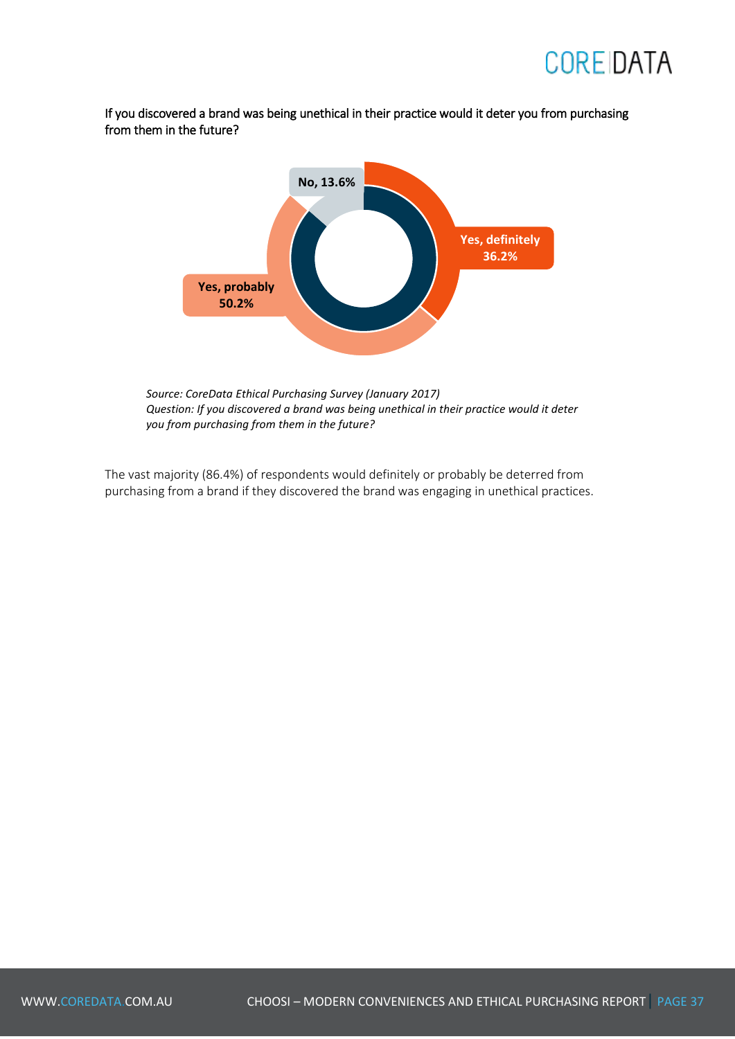If you discovered a brand was being unethical in their practice would it deter you from purchasing from them in the future?

No, 13.6%

Yes, definitely 36.2%

Yes, probably 50.2%

*Source: CoreData Ethical Purchasing Survey (January 2017)*
*Question: If you discovered a brand was being unethical in their practice would it deter you from purchasing from them in the future?*

The vast majority (86.4%) of respondents would definitely or probably be deterred from purchasing from a brand if they discovered the brand was engaging in unethical practices.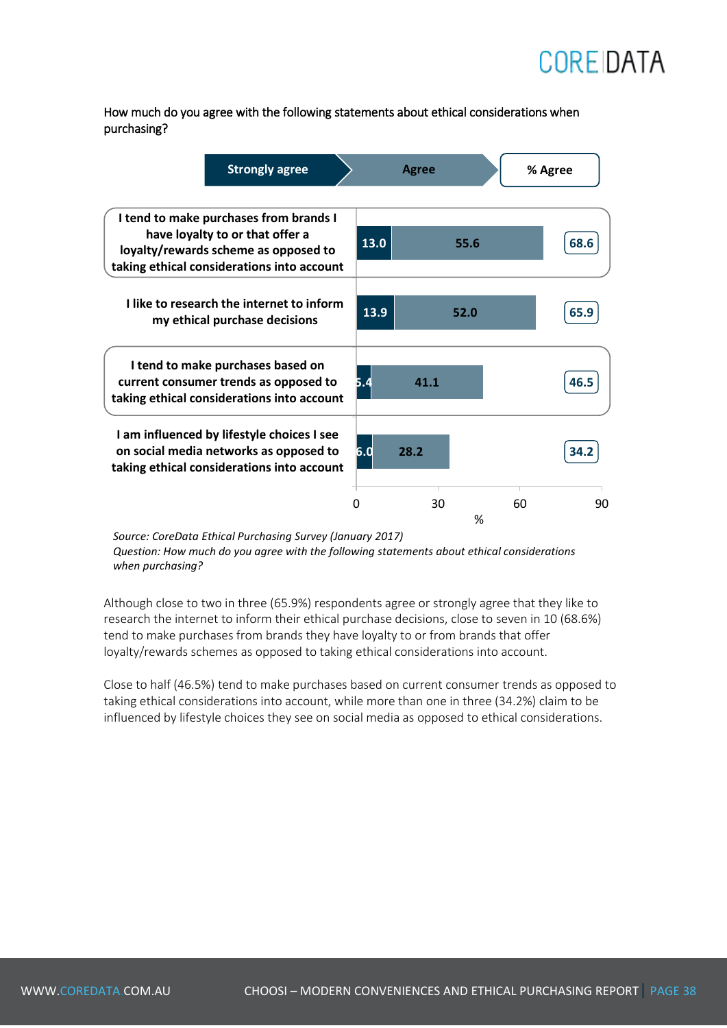How much do you agree with the following statements about ethical considerations when purchasing?

| Statement | Strongly agree | Agree | % Agree |
|---|---|---|---|
| I tend to make purchases from brands I have loyalty to or that offer a loyalty/rewards scheme as opposed to taking ethical considerations into account | 13.0 | 55.6 | 68.6 |
| I like to research the internet to inform my ethical purchase decisions | 13.9 | 52.0 | 65.9 |
| I tend to make purchases based on current consumer trends as opposed to taking ethical considerations into account | 5.4 | 41.1 | 46.5 |
| I am influenced by lifestyle choices I see on social media networks as opposed to taking ethical considerations into account | 6.0 | 28.2 | 34.2 |

*Source: CoreData Ethical Purchasing Survey (January 2017)*
*Question: How much do you agree with the following statements about ethical considerations when purchasing?*

Although close to two in three (65.9%) respondents agree or strongly agree that they like to research the internet to inform their ethical purchase decisions, close to seven in 10 (68.6%) tend to make purchases from brands they have loyalty to or from brands that offer loyalty/rewards schemes as opposed to taking ethical considerations into account.

Close to half (46.5%) tend to make purchases based on current consumer trends as opposed to taking ethical considerations into account, while more than one in three (34.2%) claim to be influenced by lifestyle choices they see on social media as opposed to ethical considerations.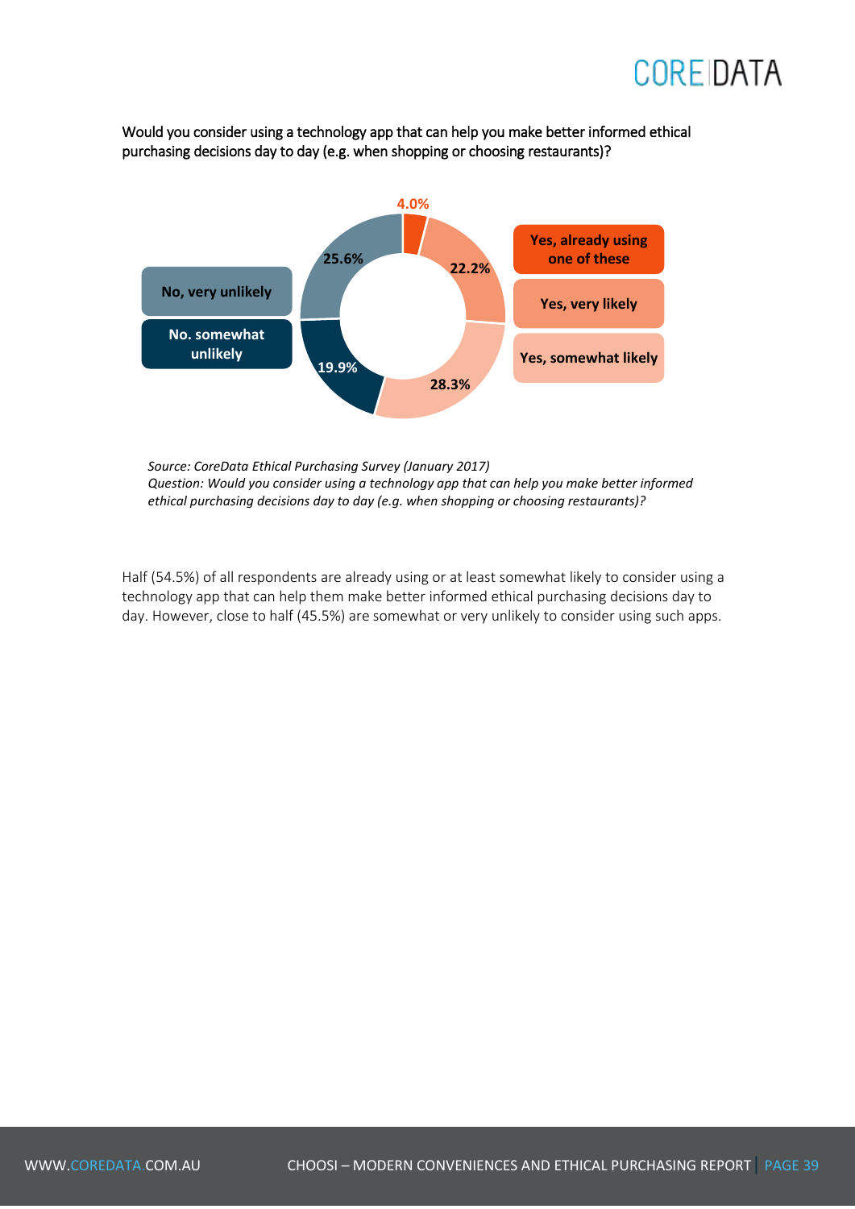Would you consider using a technology app that can help you make better informed ethical purchasing decisions day to day (e.g. when shopping or choosing restaurants)?

| Response | % |
|---|---|
| Yes, already using one of these | 4.0% |
| Yes, very likely | 22.2% |
| Yes, somewhat likely | 28.3% |
| No. somewhat unlikely | 19.9% |
| No, very unlikely | 25.6% |

*Source: CoreData Ethical Purchasing Survey (January 2017)*
*Question: Would you consider using a technology app that can help you make better informed ethical purchasing decisions day to day (e.g. when shopping or choosing restaurants)?*

Half (54.5%) of all respondents are already using or at least somewhat likely to consider using a technology app that can help them make better informed ethical purchasing decisions day to day. However, close to half (45.5%) are somewhat or very unlikely to consider using such apps.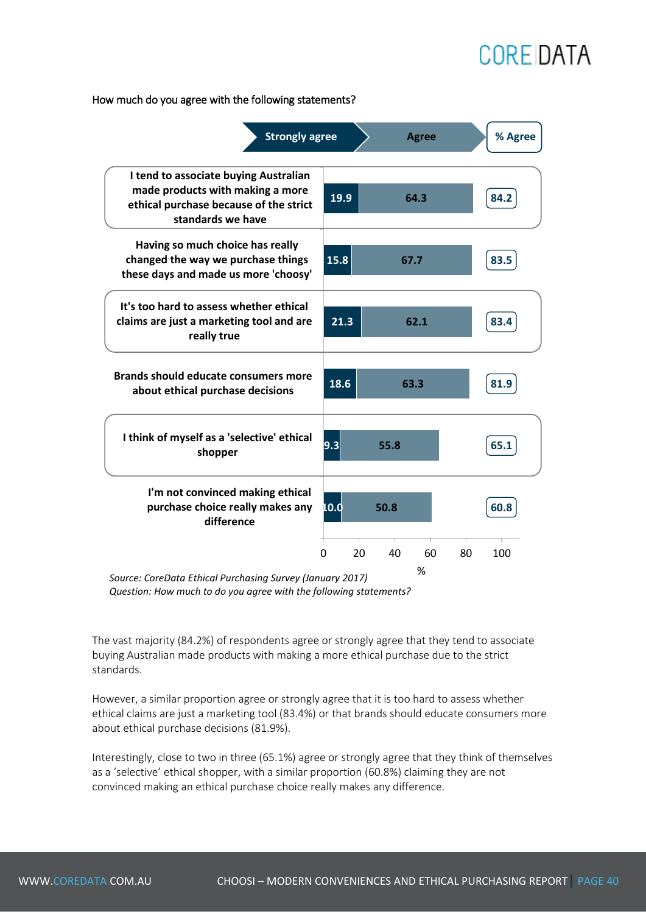How much do you agree with the following statements?

| Statement | Strongly agree | Agree | % Agree |
|---|---|---|---|
| I tend to associate buying Australian made products with making a more ethical purchase because of the strict standards we have | 19.9 | 64.3 | 84.2 |
| Having so much choice has really changed the way we purchase things these days and made us more 'choosy' | 15.8 | 67.7 | 83.5 |
| It's too hard to assess whether ethical claims are just a marketing tool and are really true | 21.3 | 62.1 | 83.4 |
| Brands should educate consumers more about ethical purchase decisions | 18.6 | 63.3 | 81.9 |
| I think of myself as a 'selective' ethical shopper | 9.3 | 55.8 | 65.1 |
| I'm not convinced making ethical purchase choice really makes any difference | 10.0 | 50.8 | 60.8 |

*Source: CoreData Ethical Purchasing Survey (January 2017)*
*Question: How much to do you agree with the following statements?*

The vast majority (84.2%) of respondents agree or strongly agree that they tend to associate buying Australian made products with making a more ethical purchase due to the strict standards.

However, a similar proportion agree or strongly agree that it is too hard to assess whether ethical claims are just a marketing tool (83.4%) or that brands should educate consumers more about ethical purchase decisions (81.9%).

Interestingly, close to two in three (65.1%) agree or strongly agree that they think of themselves as a 'selective' ethical shopper, with a similar proportion (60.8%) claiming they are not convinced making an ethical purchase choice really makes any difference.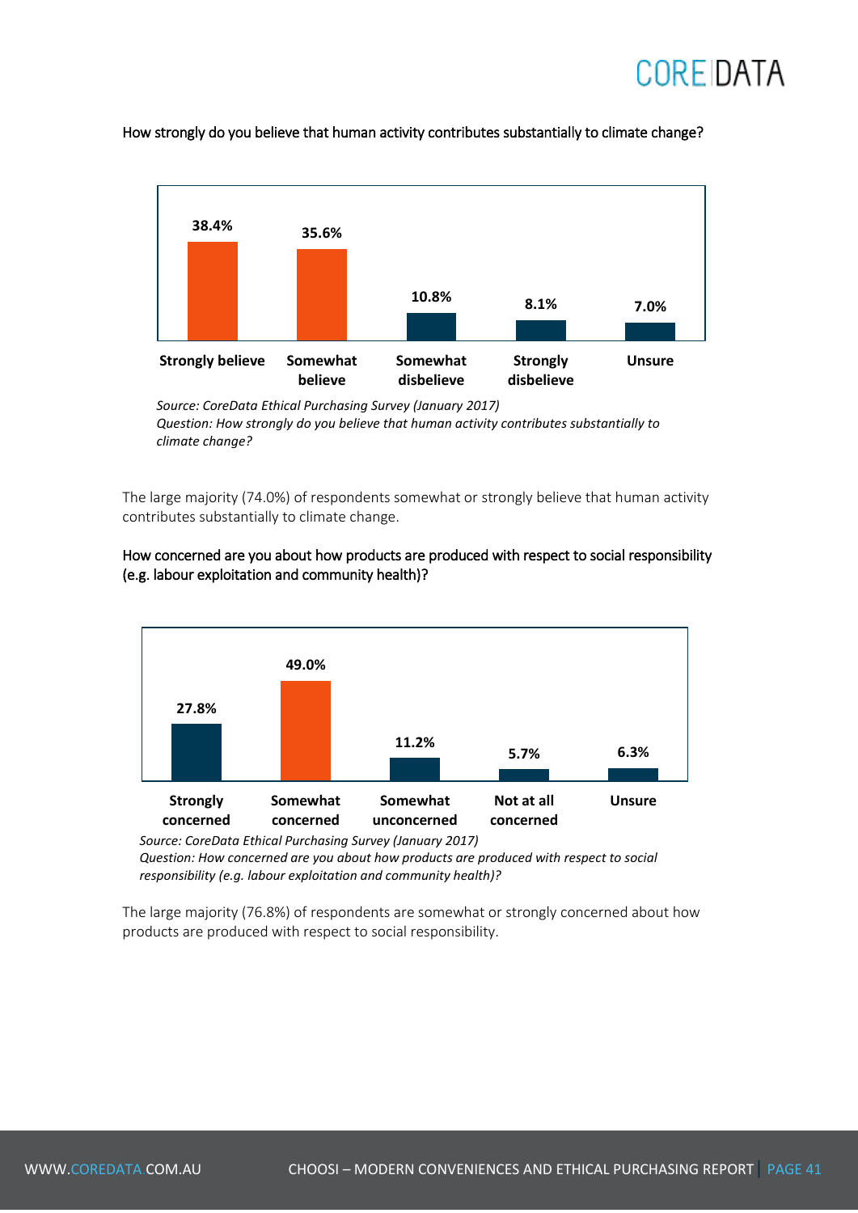How strongly do you believe that human activity contributes substantially to climate change?

| Strongly believe | Somewhat believe | Somewhat disbelieve | Strongly disbelieve | Unsure |
|---|---|---|---|---|
| 38.4% | 35.6% | 10.8% | 8.1% | 7.0% |

*Source: CoreData Ethical Purchasing Survey (January 2017)*
*Question: How strongly do you believe that human activity contributes substantially to climate change?*

The large majority (74.0%) of respondents somewhat or strongly believe that human activity contributes substantially to climate change.

How concerned are you about how products are produced with respect to social responsibility (e.g. labour exploitation and community health)?

| Strongly concerned | Somewhat concerned | Somewhat unconcerned | Not at all concerned | Unsure |
|---|---|---|---|---|
| 27.8% | 49.0% | 11.2% | 5.7% | 6.3% |

*Source: CoreData Ethical Purchasing Survey (January 2017)*
*Question: How concerned are you about how products are produced with respect to social responsibility (e.g. labour exploitation and community health)?*

The large majority (76.8%) of respondents are somewhat or strongly concerned about how products are produced with respect to social responsibility.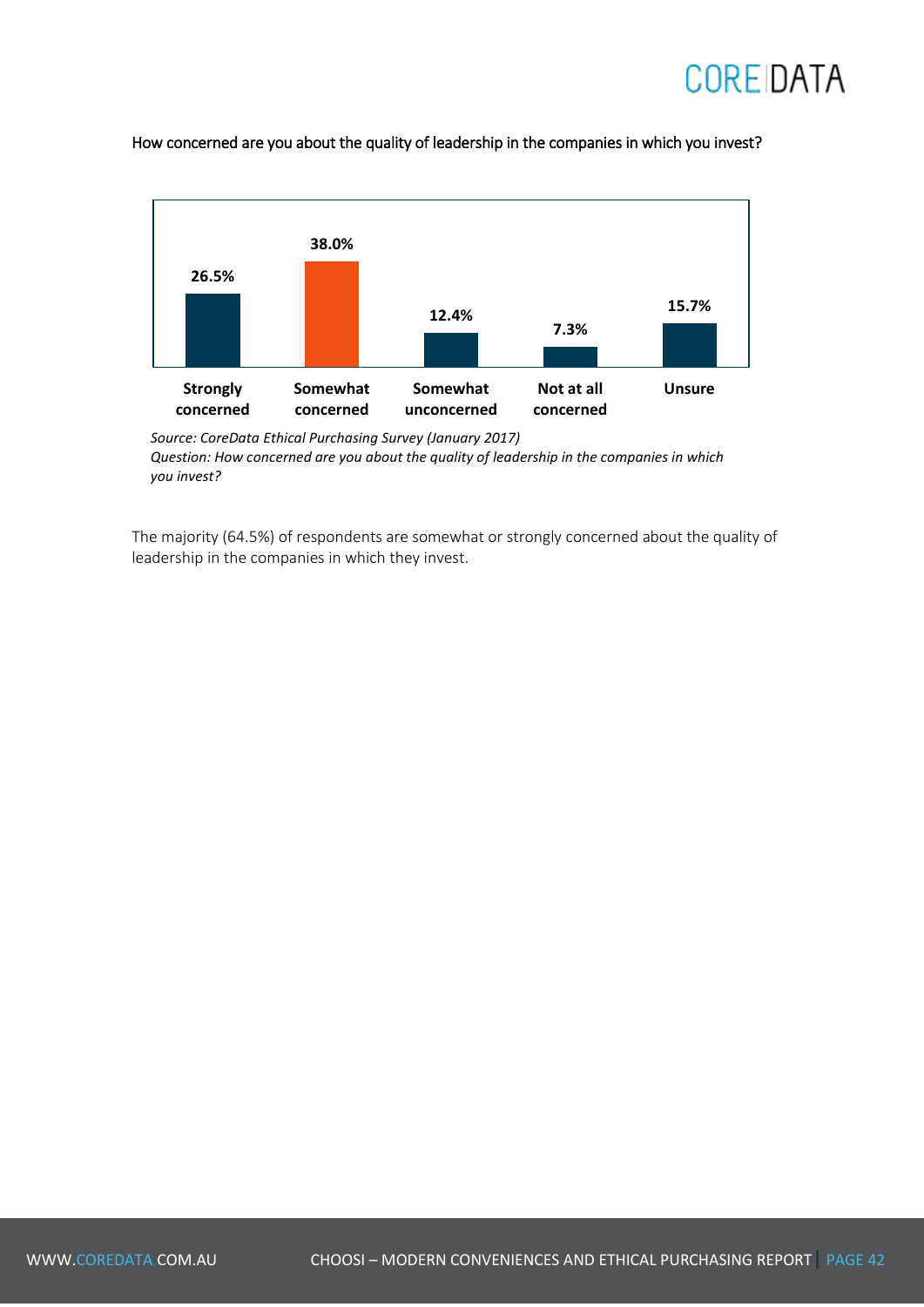How concerned are you about the quality of leadership in the companies in which you invest?

| Strongly concerned | Somewhat concerned | Somewhat unconcerned | Not at all concerned | Unsure |
|---|---|---|---|---|
| 26.5% | 38.0% | 12.4% | 7.3% | 15.7% |

*Source: CoreData Ethical Purchasing Survey (January 2017)*
*Question: How concerned are you about the quality of leadership in the companies in which you invest?*

The majority (64.5%) of respondents are somewhat or strongly concerned about the quality of leadership in the companies in which they invest.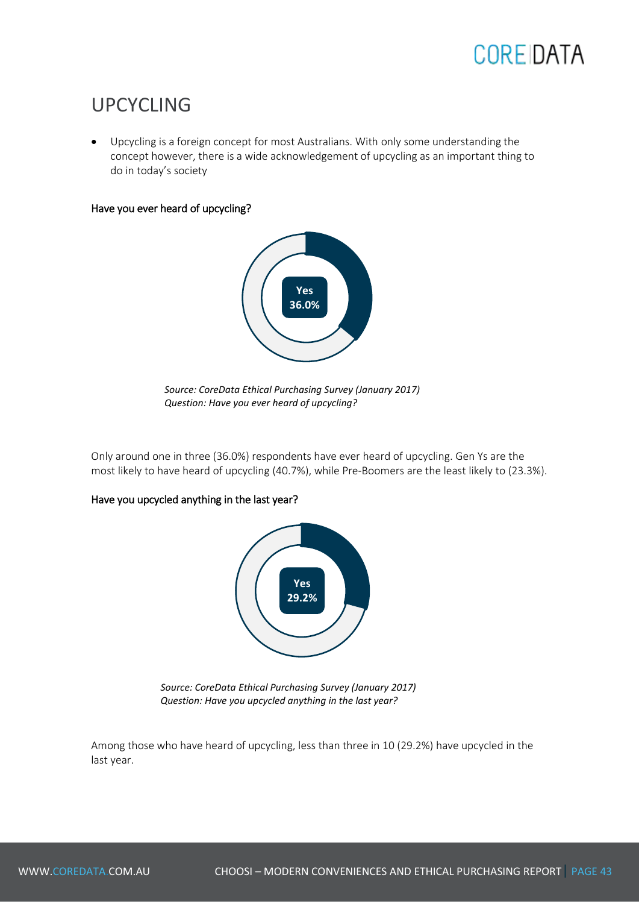## UPCYCLING

- Upcycling is a foreign concept for most Australians. With only some understanding the concept however, there is a wide acknowledgement of upcycling as an important thing to do in today's society

**Have you ever heard of upcycling?**

Yes
36.0%

*Source: CoreData Ethical Purchasing Survey (January 2017)*
*Question: Have you ever heard of upcycling?*

Only around one in three (36.0%) respondents have ever heard of upcycling. Gen Ys are the most likely to have heard of upcycling (40.7%), while Pre-Boomers are the least likely to (23.3%).

**Have you upcycled anything in the last year?**

Yes
29.2%

*Source: CoreData Ethical Purchasing Survey (January 2017)*
*Question: Have you upcycled anything in the last year?*

Among those who have heard of upcycling, less than three in 10 (29.2%) have upcycled in the last year.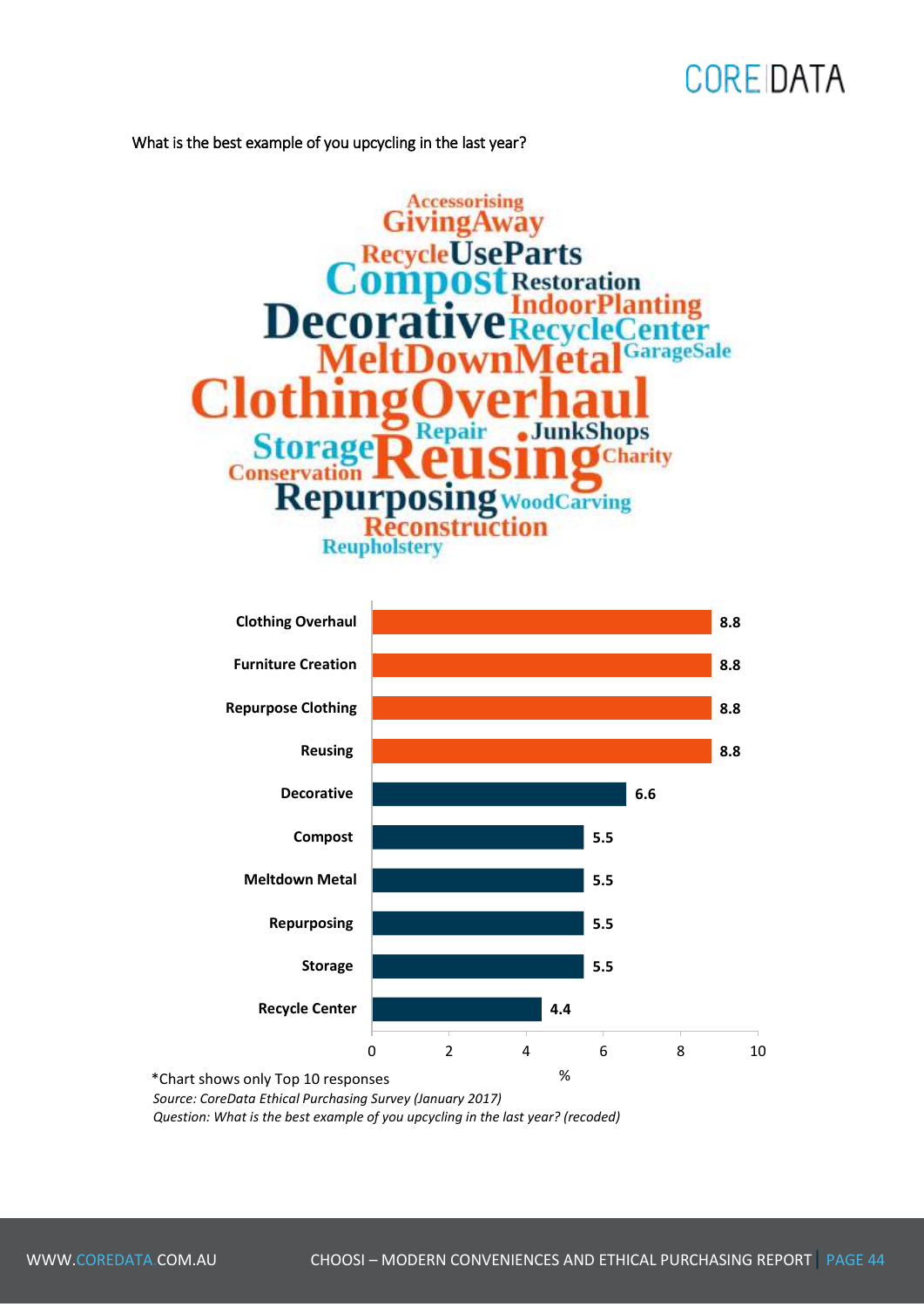What is the best example of you upcycling in the last year?

| Response | % |
|---|---|
| Clothing Overhaul | 8.8 |
| Furniture Creation | 8.8 |
| Repurpose Clothing | 8.8 |
| Reusing | 8.8 |
| Decorative | 6.6 |
| Compost | 5.5 |
| Meltdown Metal | 5.5 |
| Repurposing | 5.5 |
| Storage | 5.5 |
| Recycle Center | 4.4 |

*Chart shows only Top 10 responses

*Source: CoreData Ethical Purchasing Survey (January 2017)*

*Question: What is the best example of you upcycling in the last year? (recoded)*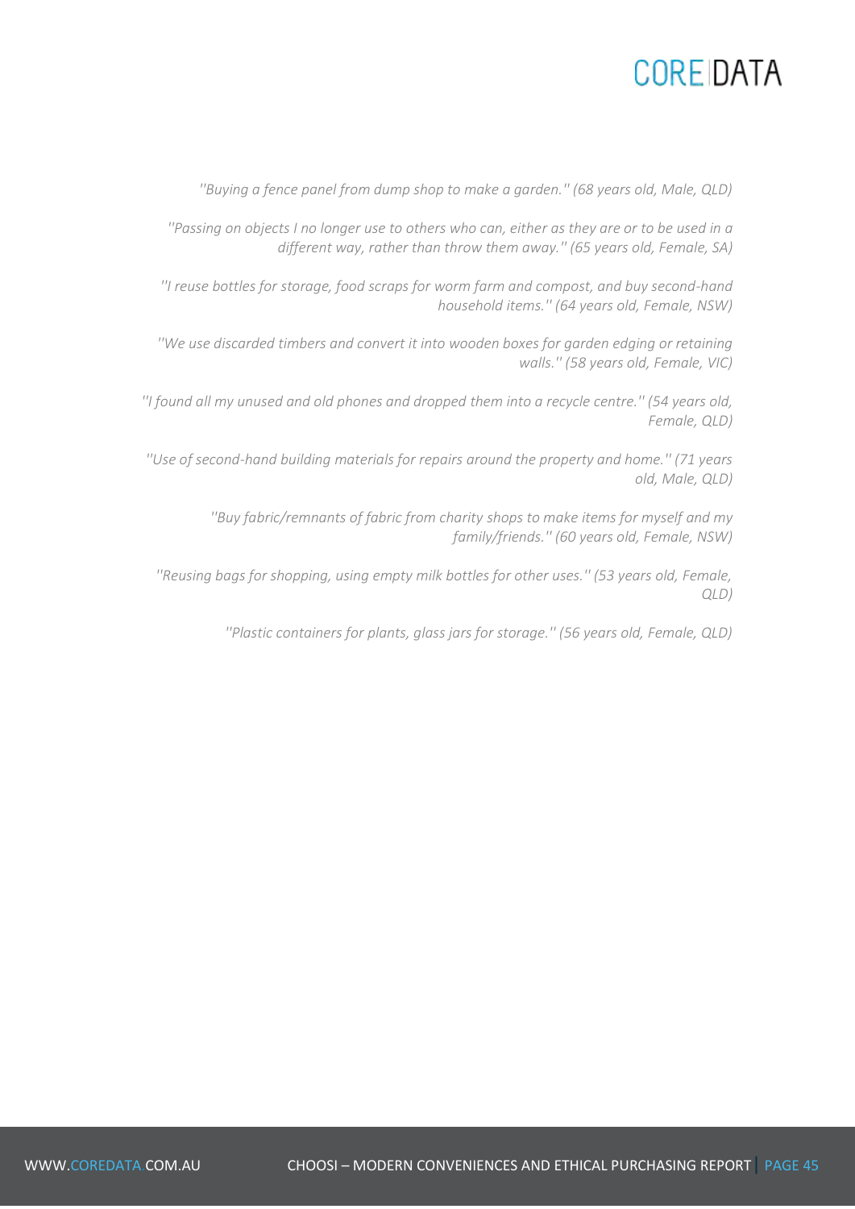*''Buying a fence panel from dump shop to make a garden.'' (68 years old, Male, QLD)*

*''Passing on objects I no longer use to others who can, either as they are or to be used in a different way, rather than throw them away.'' (65 years old, Female, SA)*

*''I reuse bottles for storage, food scraps for worm farm and compost, and buy second-hand household items.'' (64 years old, Female, NSW)*

*''We use discarded timbers and convert it into wooden boxes for garden edging or retaining walls.'' (58 years old, Female, VIC)*

*''I found all my unused and old phones and dropped them into a recycle centre.'' (54 years old, Female, QLD)*

*''Use of second-hand building materials for repairs around the property and home.'' (71 years old, Male, QLD)*

*''Buy fabric/remnants of fabric from charity shops to make items for myself and my family/friends.'' (60 years old, Female, NSW)*

*''Reusing bags for shopping, using empty milk bottles for other uses.'' (53 years old, Female, QLD)*

*''Plastic containers for plants, glass jars for storage.'' (56 years old, Female, QLD)*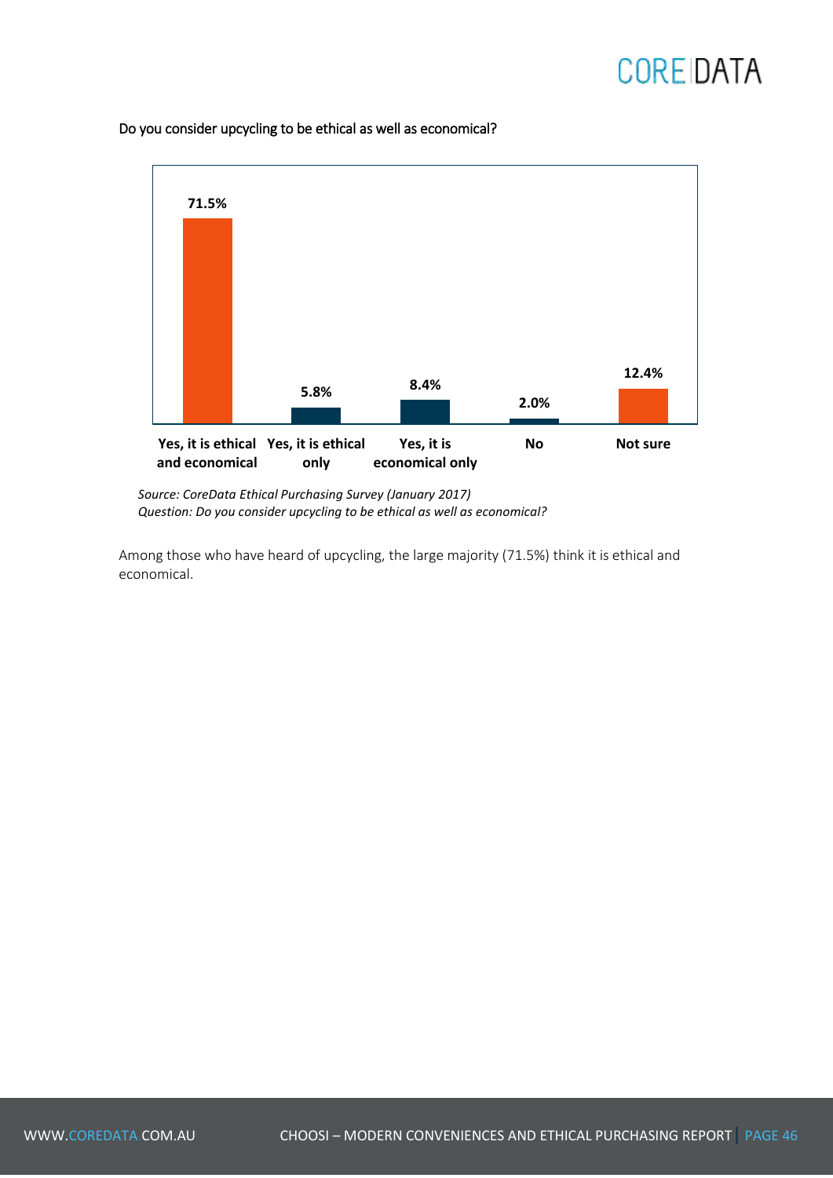Do you consider upcycling to be ethical as well as economical?

| Response | Percentage |
| --- | --- |
| Yes, it is ethical and economical | 71.5% |
| Yes, it is ethical only | 5.8% |
| Yes, it is economical only | 8.4% |
| No | 2.0% |
| Not sure | 12.4% |

*Source: CoreData Ethical Purchasing Survey (January 2017)*
*Question: Do you consider upcycling to be ethical as well as economical?*

Among those who have heard of upcycling, the large majority (71.5%) think it is ethical and economical.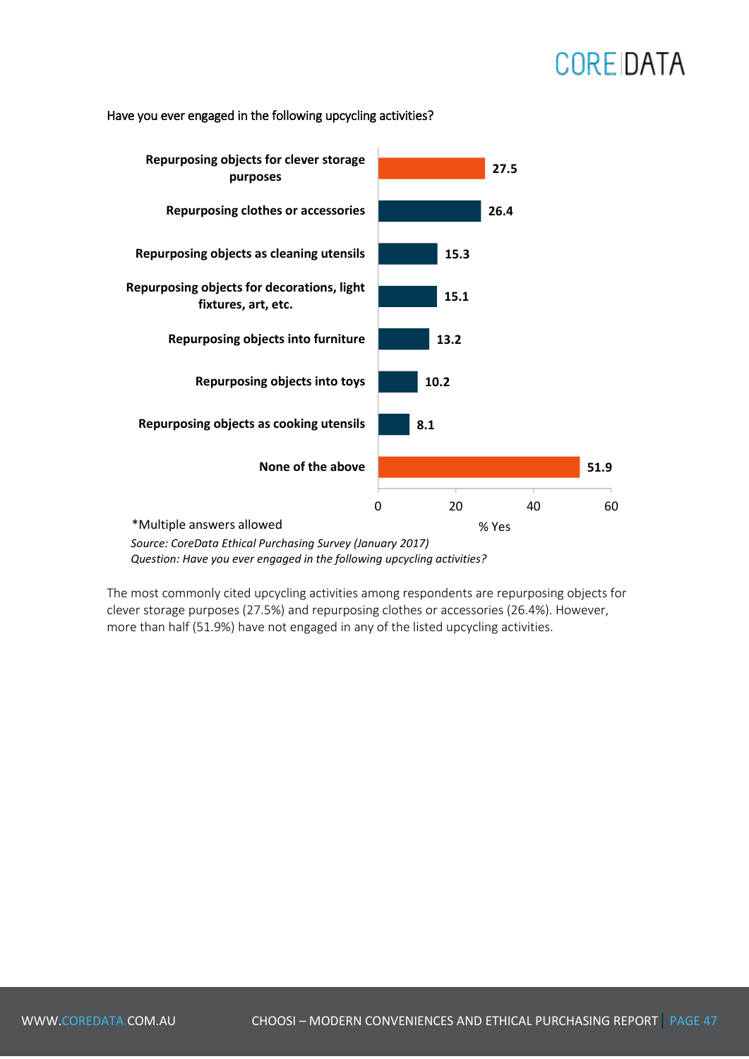Have you ever engaged in the following upcycling activities?

| Activity | % Yes |
|---|---|
| Repurposing objects for clever storage purposes | 27.5 |
| Repurposing clothes or accessories | 26.4 |
| Repurposing objects as cleaning utensils | 15.3 |
| Repurposing objects for decorations, light fixtures, art, etc. | 15.1 |
| Repurposing objects into furniture | 13.2 |
| Repurposing objects into toys | 10.2 |
| Repurposing objects as cooking utensils | 8.1 |
| None of the above | 51.9 |

*Multiple answers allowed

*Source: CoreData Ethical Purchasing Survey (January 2017)*
*Question: Have you ever engaged in the following upcycling activities?*

The most commonly cited upcycling activities among respondents are repurposing objects for clever storage purposes (27.5%) and repurposing clothes or accessories (26.4%). However, more than half (51.9%) have not engaged in any of the listed upcycling activities.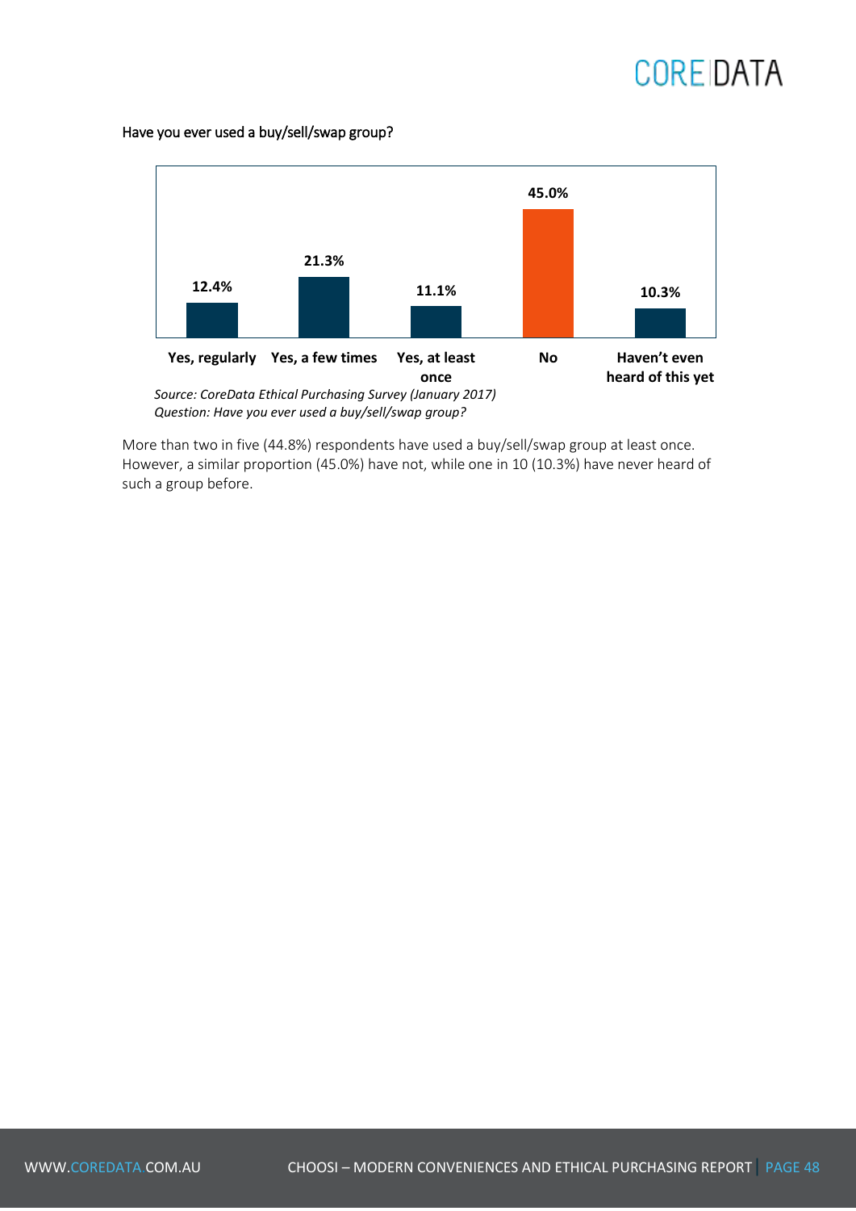Have you ever used a buy/sell/swap group?

| Yes, regularly | Yes, a few times | Yes, at least once | No | Haven't even heard of this yet |
|---|---|---|---|---|
| 12.4% | 21.3% | 11.1% | 45.0% | 10.3% |

*Source: CoreData Ethical Purchasing Survey (January 2017)*
*Question: Have you ever used a buy/sell/swap group?*

More than two in five (44.8%) respondents have used a buy/sell/swap group at least once. However, a similar proportion (45.0%) have not, while one in 10 (10.3%) have never heard of such a group before.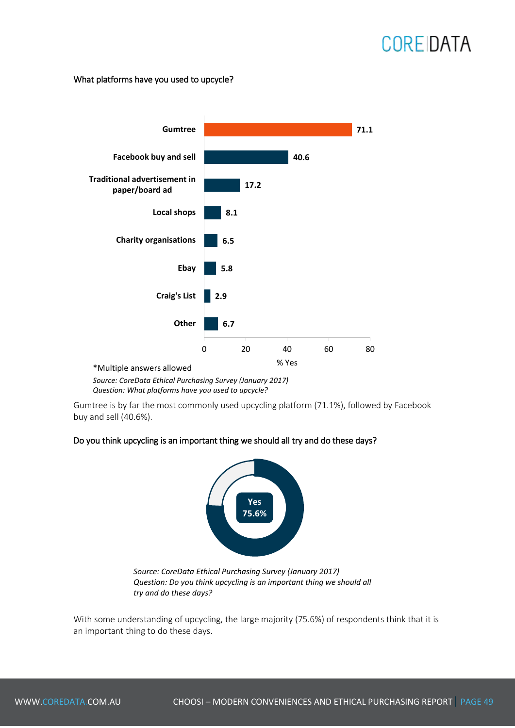What platforms have you used to upcycle?

| Platform | % Yes |
|---|---|
| Gumtree | 71.1 |
| Facebook buy and sell | 40.6 |
| Traditional advertisement in paper/board ad | 17.2 |
| Local shops | 8.1 |
| Charity organisations | 6.5 |
| Ebay | 5.8 |
| Craig's List | 2.9 |
| Other | 6.7 |

*Multiple answers allowed

*Source: CoreData Ethical Purchasing Survey (January 2017)*
*Question: What platforms have you used to upcycle?*

Gumtree is by far the most commonly used upcycling platform (71.1%), followed by Facebook buy and sell (40.6%).

Do you think upcycling is an important thing we should all try and do these days?

Yes 75.6%

*Source: CoreData Ethical Purchasing Survey (January 2017)*
*Question: Do you think upcycling is an important thing we should all try and do these days?*

With some understanding of upcycling, the large majority (75.6%) of respondents think that it is an important thing to do these days.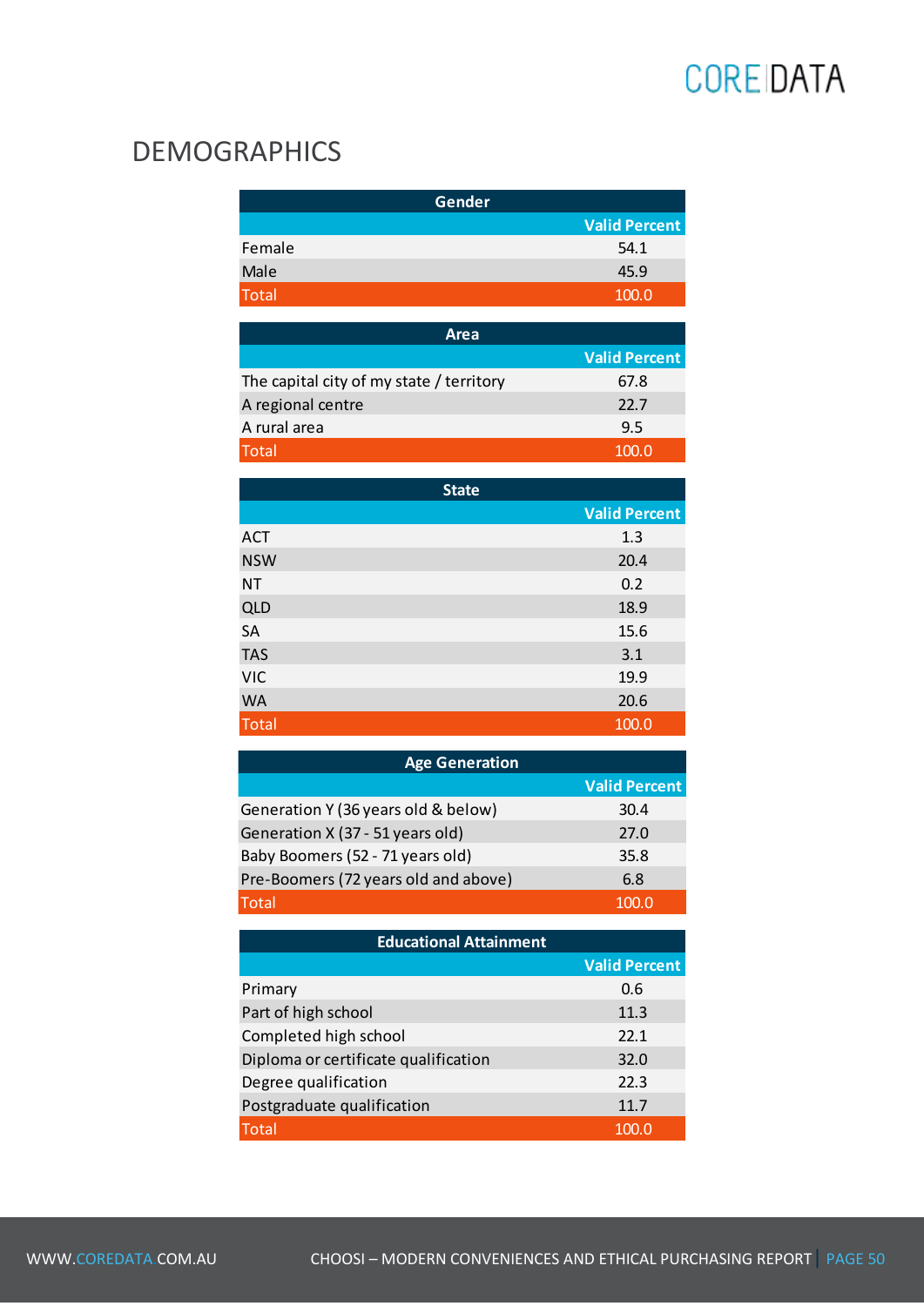# DEMOGRAPHICS

| Gender | Valid Percent |
|---|---|
| Female | 54.1 |
| Male | 45.9 |
| Total | 100.0 |

| Area | Valid Percent |
|---|---|
| The capital city of my state / territory | 67.8 |
| A regional centre | 22.7 |
| A rural area | 9.5 |
| Total | 100.0 |

| State | Valid Percent |
|---|---|
| ACT | 1.3 |
| NSW | 20.4 |
| NT | 0.2 |
| QLD | 18.9 |
| SA | 15.6 |
| TAS | 3.1 |
| VIC | 19.9 |
| WA | 20.6 |
| Total | 100.0 |

| Age Generation | Valid Percent |
|---|---|
| Generation Y (36 years old & below) | 30.4 |
| Generation X (37 - 51 years old) | 27.0 |
| Baby Boomers (52 - 71 years old) | 35.8 |
| Pre-Boomers (72 years old and above) | 6.8 |
| Total | 100.0 |

| Educational Attainment | Valid Percent |
|---|---|
| Primary | 0.6 |
| Part of high school | 11.3 |
| Completed high school | 22.1 |
| Diploma or certificate qualification | 32.0 |
| Degree qualification | 22.3 |
| Postgraduate qualification | 11.7 |
| Total | 100.0 |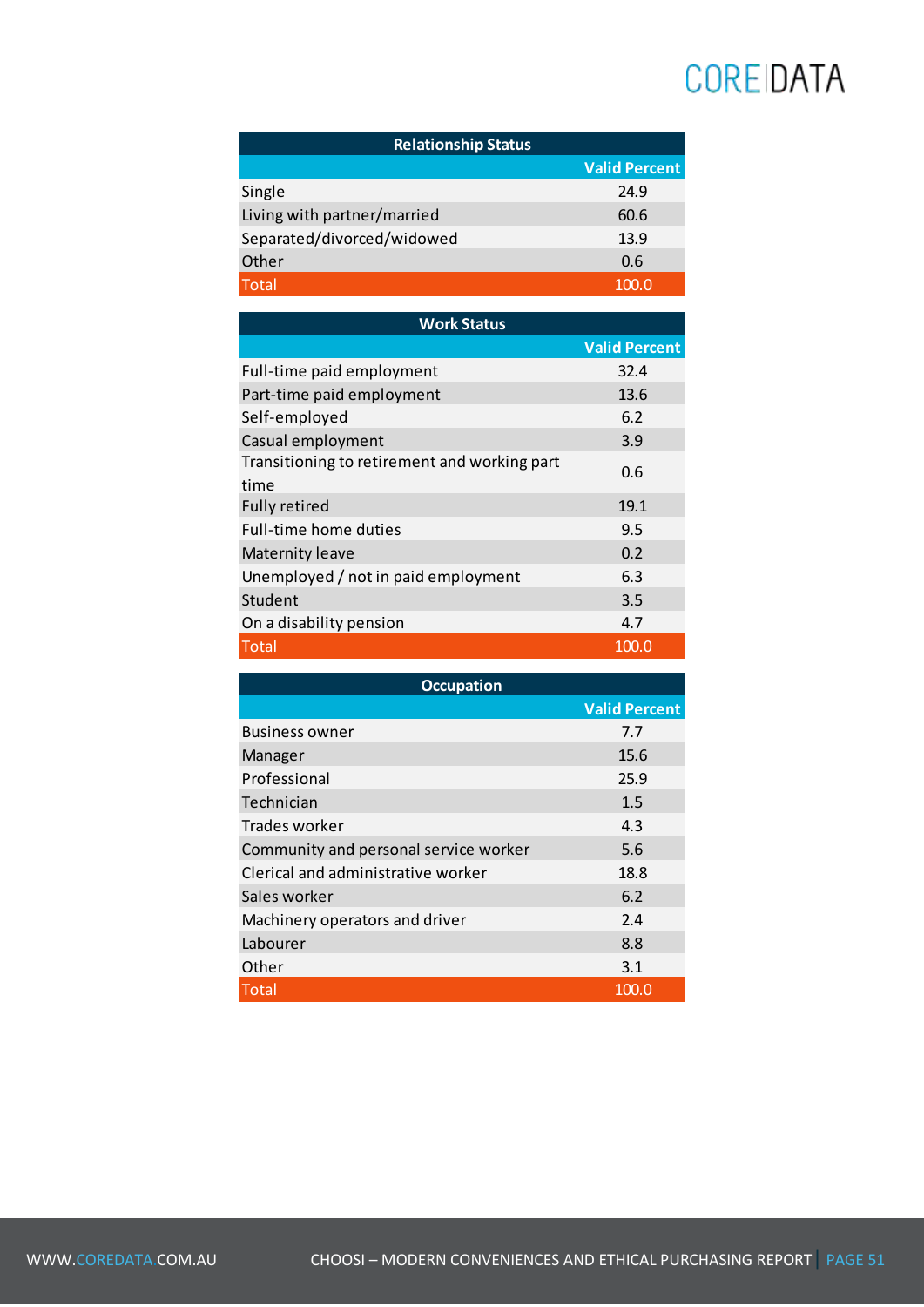| Relationship Status | |
|---|---|
| | Valid Percent |
| Single | 24.9 |
| Living with partner/married | 60.6 |
| Separated/divorced/widowed | 13.9 |
| Other | 0.6 |
| Total | 100.0 |

| Work Status | |
|---|---|
| | Valid Percent |
| Full-time paid employment | 32.4 |
| Part-time paid employment | 13.6 |
| Self-employed | 6.2 |
| Casual employment | 3.9 |
| Transitioning to retirement and working part time | 0.6 |
| Fully retired | 19.1 |
| Full-time home duties | 9.5 |
| Maternity leave | 0.2 |
| Unemployed / not in paid employment | 6.3 |
| Student | 3.5 |
| On a disability pension | 4.7 |
| Total | 100.0 |

| Occupation | |
|---|---|
| | Valid Percent |
| Business owner | 7.7 |
| Manager | 15.6 |
| Professional | 25.9 |
| Technician | 1.5 |
| Trades worker | 4.3 |
| Community and personal service worker | 5.6 |
| Clerical and administrative worker | 18.8 |
| Sales worker | 6.2 |
| Machinery operators and driver | 2.4 |
| Labourer | 8.8 |
| Other | 3.1 |
| Total | 100.0 |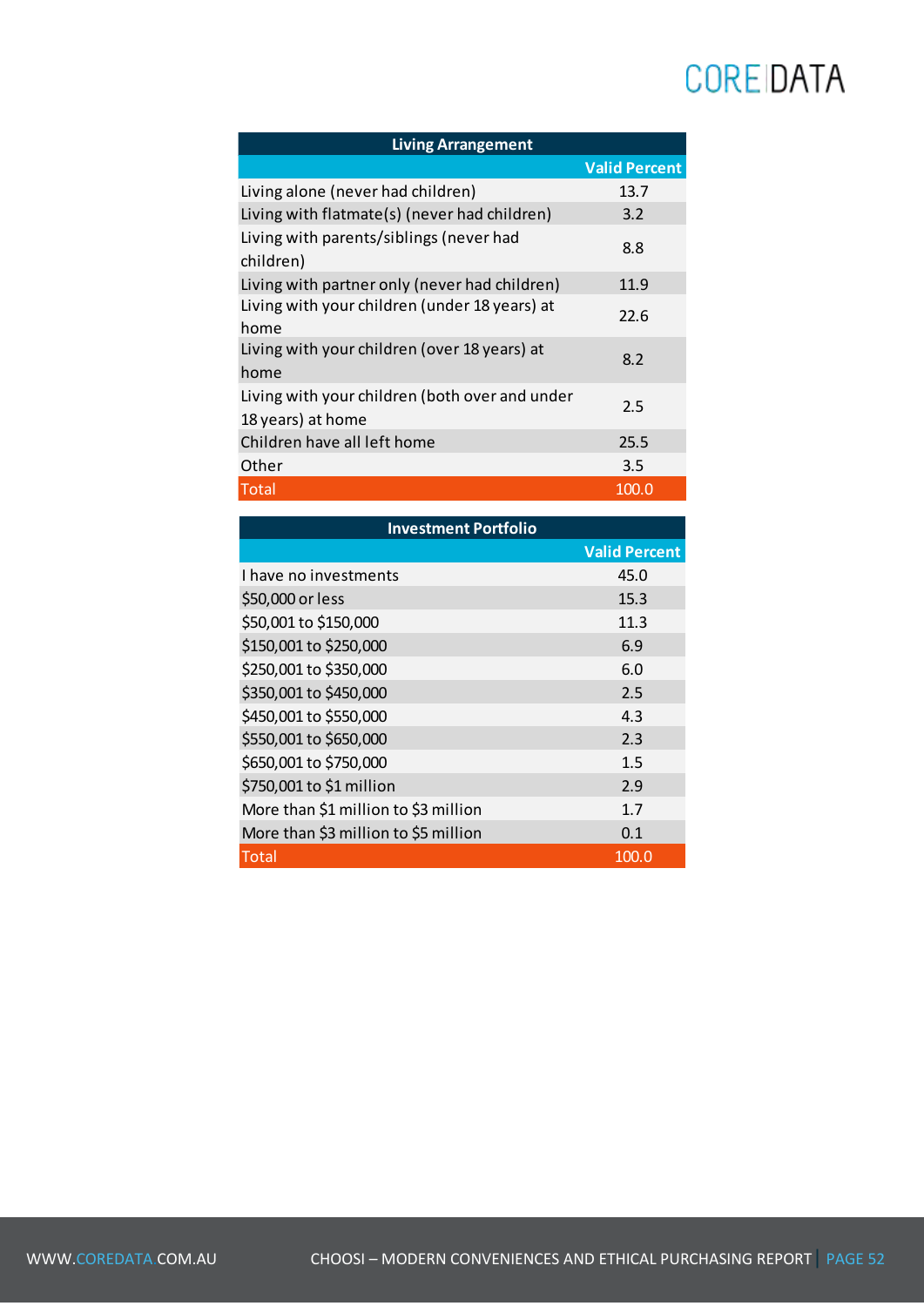| Living Arrangement | |
|---|---|
| | Valid Percent |
| Living alone (never had children) | 13.7 |
| Living with flatmate(s) (never had children) | 3.2 |
| Living with parents/siblings (never had children) | 8.8 |
| Living with partner only (never had children) | 11.9 |
| Living with your children (under 18 years) at home | 22.6 |
| Living with your children (over 18 years) at home | 8.2 |
| Living with your children (both over and under 18 years) at home | 2.5 |
| Children have all left home | 25.5 |
| Other | 3.5 |
| Total | 100.0 |

| Investment Portfolio | |
|---|---|
| | Valid Percent |
| I have no investments | 45.0 |
| $50,000 or less | 15.3 |
| $50,001 to $150,000 | 11.3 |
| $150,001 to $250,000 | 6.9 |
| $250,001 to $350,000 | 6.0 |
| $350,001 to $450,000 | 2.5 |
| $450,001 to $550,000 | 4.3 |
| $550,001 to $650,000 | 2.3 |
| $650,001 to $750,000 | 1.5 |
| $750,001 to $1 million | 2.9 |
| More than $1 million to $3 million | 1.7 |
| More than $3 million to $5 million | 0.1 |
| Total | 100.0 |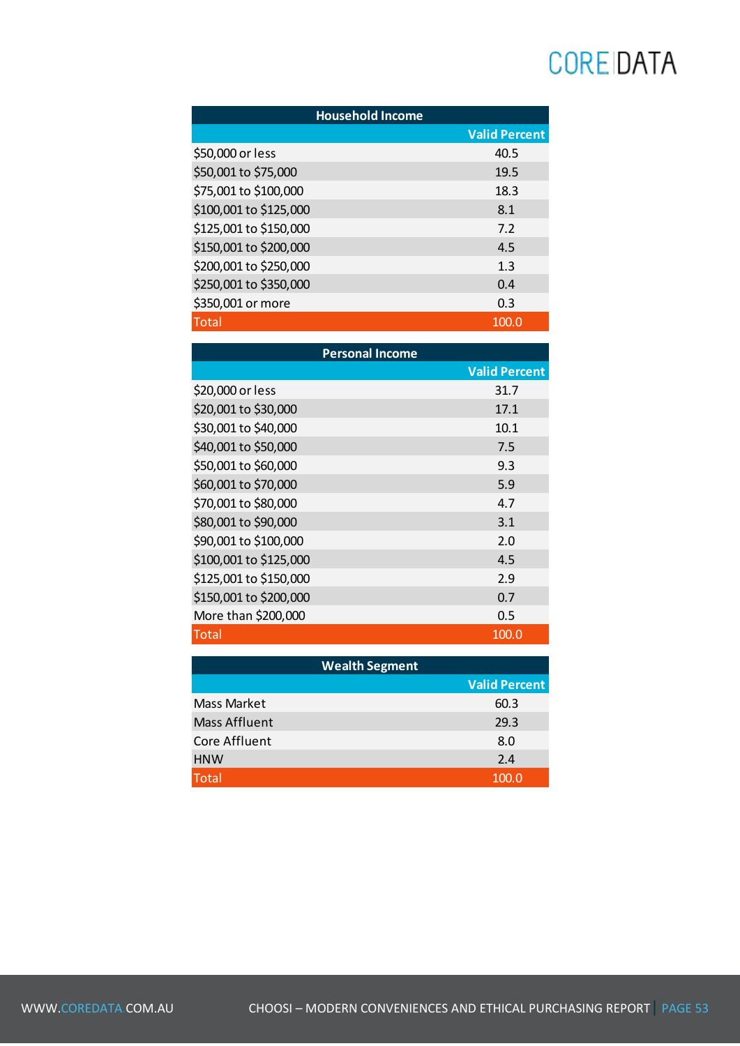| Household Income | |
|---|---|
| | Valid Percent |
| $50,000 or less | 40.5 |
| $50,001 to $75,000 | 19.5 |
| $75,001 to $100,000 | 18.3 |
| $100,001 to $125,000 | 8.1 |
| $125,001 to $150,000 | 7.2 |
| $150,001 to $200,000 | 4.5 |
| $200,001 to $250,000 | 1.3 |
| $250,001 to $350,000 | 0.4 |
| $350,001 or more | 0.3 |
| Total | 100.0 |

| Personal Income | |
|---|---|
| | Valid Percent |
| $20,000 or less | 31.7 |
| $20,001 to $30,000 | 17.1 |
| $30,001 to $40,000 | 10.1 |
| $40,001 to $50,000 | 7.5 |
| $50,001 to $60,000 | 9.3 |
| $60,001 to $70,000 | 5.9 |
| $70,001 to $80,000 | 4.7 |
| $80,001 to $90,000 | 3.1 |
| $90,001 to $100,000 | 2.0 |
| $100,001 to $125,000 | 4.5 |
| $125,001 to $150,000 | 2.9 |
| $150,001 to $200,000 | 0.7 |
| More than $200,000 | 0.5 |
| Total | 100.0 |

| Wealth Segment | |
|---|---|
| | Valid Percent |
| Mass Market | 60.3 |
| Mass Affluent | 29.3 |
| Core Affluent | 8.0 |
| HNW | 2.4 |
| Total | 100.0 |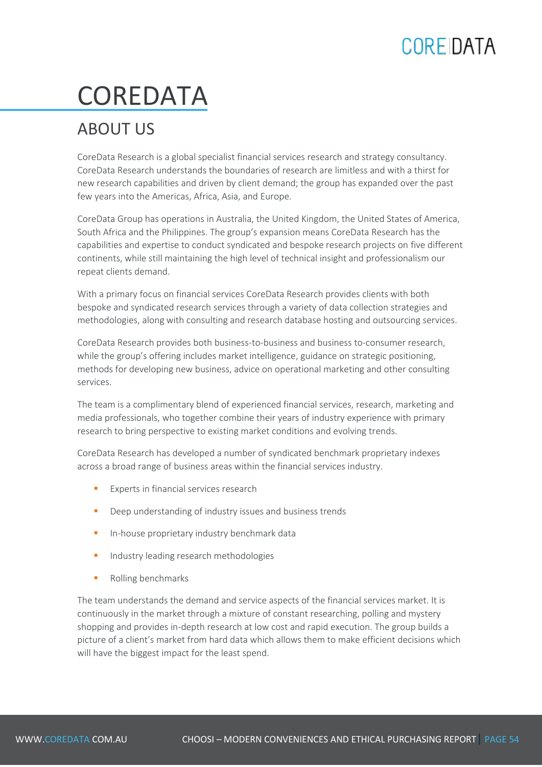# COREDATA

## ABOUT US

CoreData Research is a global specialist financial services research and strategy consultancy. CoreData Research understands the boundaries of research are limitless and with a thirst for new research capabilities and driven by client demand; the group has expanded over the past few years into the Americas, Africa, Asia, and Europe.

CoreData Group has operations in Australia, the United Kingdom, the United States of America, South Africa and the Philippines. The group's expansion means CoreData Research has the capabilities and expertise to conduct syndicated and bespoke research projects on five different continents, while still maintaining the high level of technical insight and professionalism our repeat clients demand.

With a primary focus on financial services CoreData Research provides clients with both bespoke and syndicated research services through a variety of data collection strategies and methodologies, along with consulting and research database hosting and outsourcing services.

CoreData Research provides both business-to-business and business to-consumer research, while the group's offering includes market intelligence, guidance on strategic positioning, methods for developing new business, advice on operational marketing and other consulting services.

The team is a complimentary blend of experienced financial services, research, marketing and media professionals, who together combine their years of industry experience with primary research to bring perspective to existing market conditions and evolving trends.

CoreData Research has developed a number of syndicated benchmark proprietary indexes across a broad range of business areas within the financial services industry.

- Experts in financial services research
- Deep understanding of industry issues and business trends
- In-house proprietary industry benchmark data
- Industry leading research methodologies
- Rolling benchmarks

The team understands the demand and service aspects of the financial services market. It is continuously in the market through a mixture of constant researching, polling and mystery shopping and provides in-depth research at low cost and rapid execution. The group builds a picture of a client's market from hard data which allows them to make efficient decisions which will have the biggest impact for the least spend.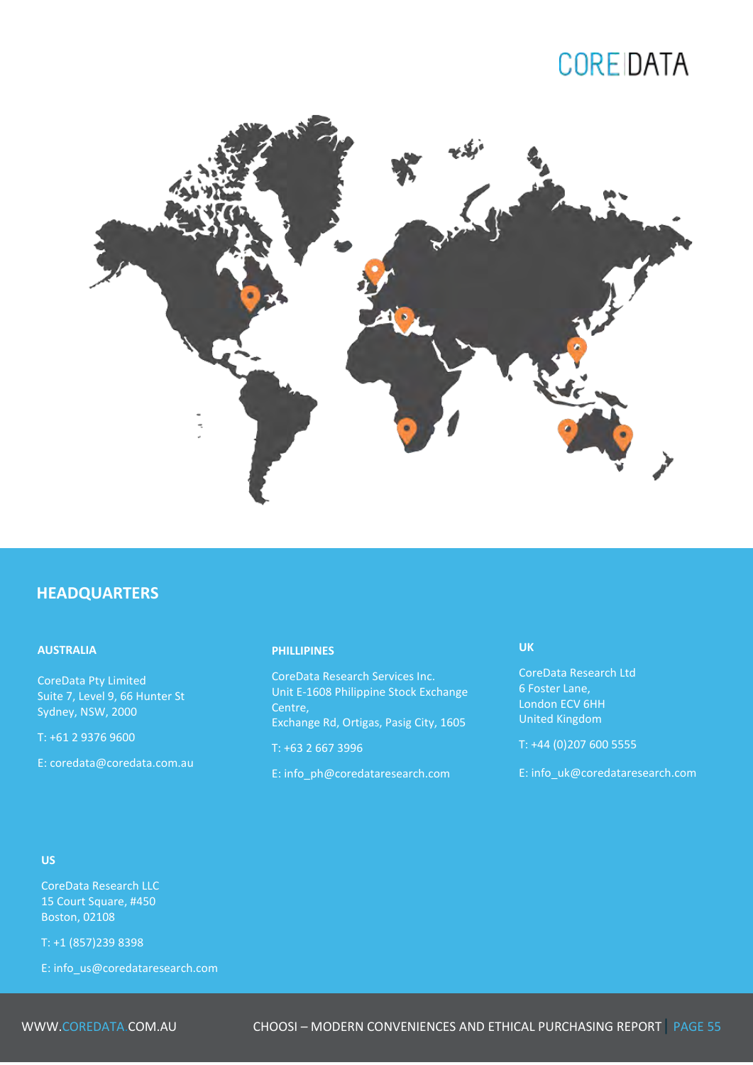CORE DATA

## HEADQUARTERS

### AUSTRALIA

CoreData Pty Limited
Suite 7, Level 9, 66 Hunter St
Sydney, NSW, 2000

T: +61 2 9376 9600

E: coredata@coredata.com.au

### PHILLIPINES

CoreData Research Services Inc.
Unit E-1608 Philippine Stock Exchange Centre,
Exchange Rd, Ortigas, Pasig City, 1605

T: +63 2 667 3996

E: info_ph@coredataresearch.com

### UK

CoreData Research Ltd
6 Foster Lane,
London ECV 6HH
United Kingdom

T: +44 (0)207 600 5555

E: info_uk@coredataresearch.com

### US

CoreData Research LLC
15 Court Square, #450
Boston, 02108

T: +1 (857)239 8398

E: info_us@coredataresearch.com